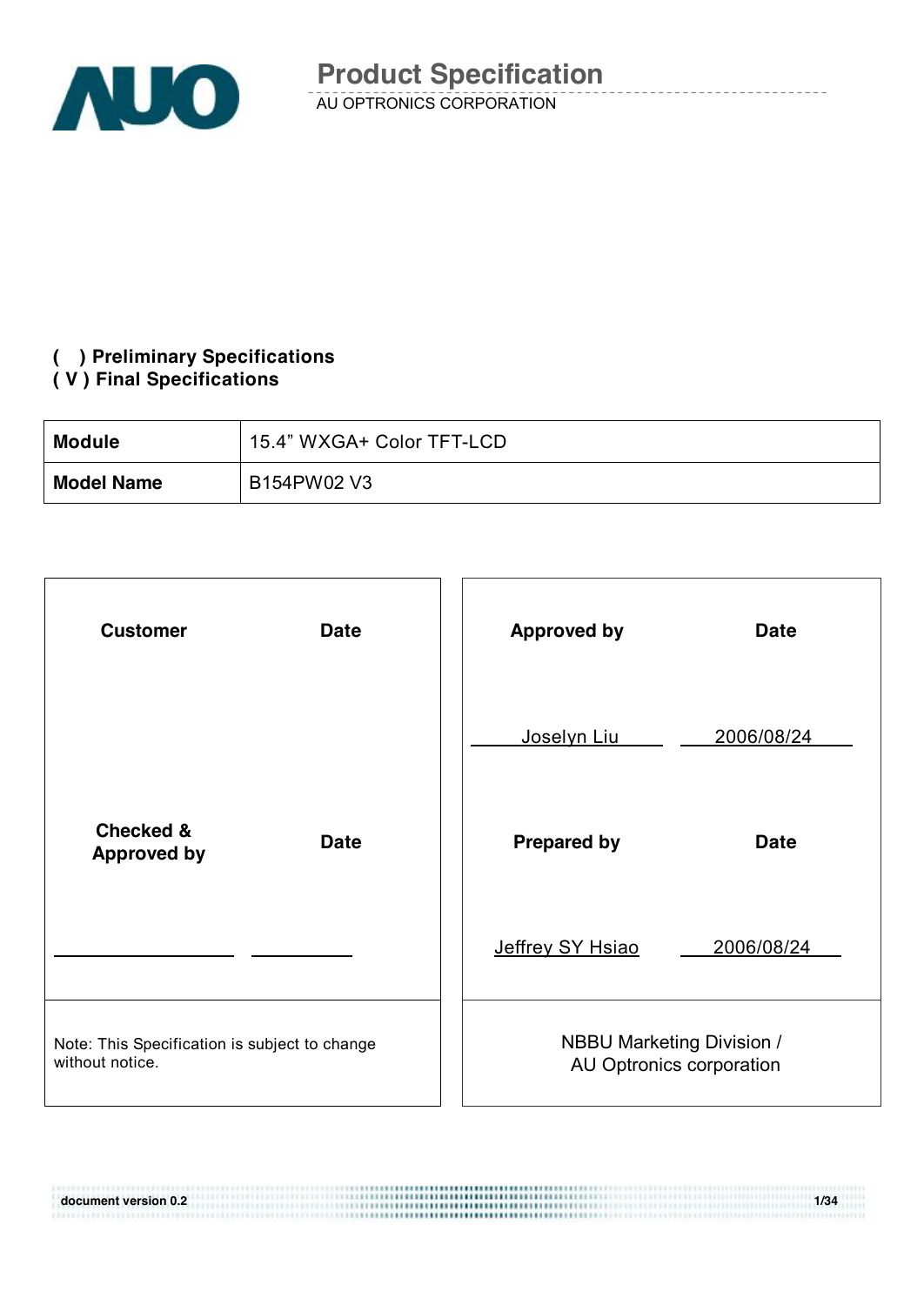# Product Specification

AU OPTRONICS CORPORATION

**(   ) Preliminary Specifications**
**( V ) Final Specifications**

| | |
|---|---|
| **Module** | 15.4" WXGA+ Color TFT-LCD |
| **Model Name** | B154PW02 V3 |

| **Customer** | **Date** | **Approved by** | **Date** |
|---|---|---|---|
| | | Joselyn Liu | 2006/08/24 |
| **Checked & Approved by** | **Date** | **Prepared by** | **Date** |
| | | Jeffrey SY Hsiao | 2006/08/24 |
| Note: This Specification is subject to change without notice. | | NBBU Marketing Division / AU Optronics corporation | |

document version 0.2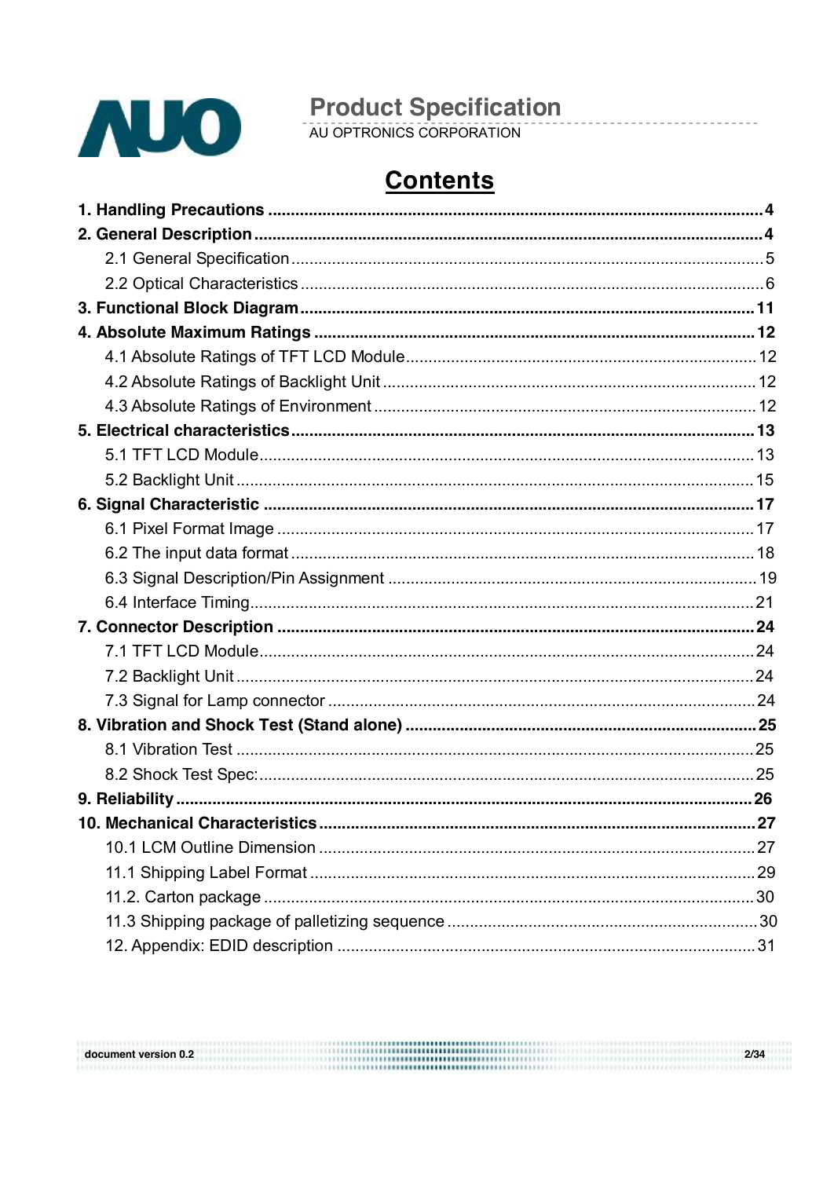# Contents

**1. Handling Precautions ........................................................................ 4**

**2. General Description ........................................................................ 4**

2.1 General Specification ........................................................................ 5

2.2 Optical Characteristics ........................................................................ 6

**3. Functional Block Diagram ........................................................................ 11**

**4. Absolute Maximum Ratings ........................................................................ 12**

4.1 Absolute Ratings of TFT LCD Module ........................................................................ 12

4.2 Absolute Ratings of Backlight Unit ........................................................................ 12

4.3 Absolute Ratings of Environment ........................................................................ 12

**5. Electrical characteristics ........................................................................ 13**

5.1 TFT LCD Module ........................................................................ 13

5.2 Backlight Unit ........................................................................ 15

**6. Signal Characteristic ........................................................................ 17**

6.1 Pixel Format Image ........................................................................ 17

6.2 The input data format ........................................................................ 18

6.3 Signal Description/Pin Assignment ........................................................................ 19

6.4 Interface Timing ........................................................................ 21

**7. Connector Description ........................................................................ 24**

7.1 TFT LCD Module ........................................................................ 24

7.2 Backlight Unit ........................................................................ 24

7.3 Signal for Lamp connector ........................................................................ 24

**8. Vibration and Shock Test (Stand alone) ........................................................................ 25**

8.1 Vibration Test ........................................................................ 25

8.2 Shock Test Spec: ........................................................................ 25

**9. Reliability ........................................................................ 26**

**10. Mechanical Characteristics ........................................................................ 27**

10.1 LCM Outline Dimension ........................................................................ 27

11.1 Shipping Label Format ........................................................................ 29

11.2. Carton package ........................................................................ 30

11.3 Shipping package of palletizing sequence ........................................................................ 30

12. Appendix: EDID description ........................................................................ 31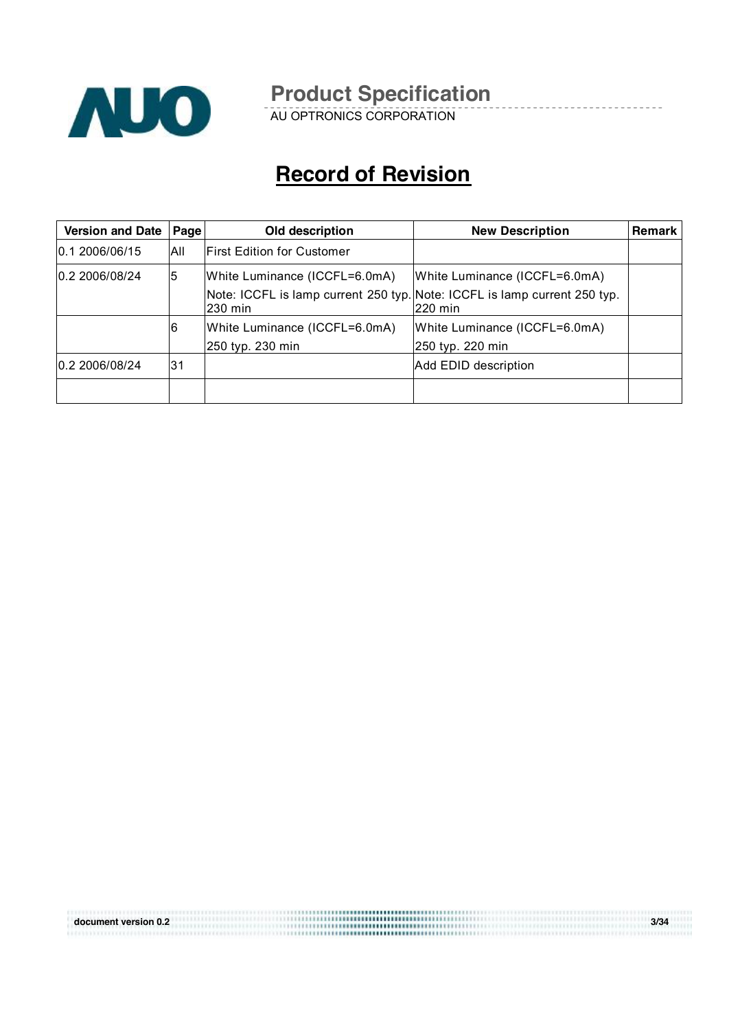# Record of Revision

| Version and Date | Page | Old description | New Description | Remark |
|---|---|---|---|---|
| 0.1 2006/06/15 | All | First Edition for Customer | | |
| 0.2 2006/08/24 | 5 | White Luminance (ICCFL=6.0mA)<br>Note: ICCFL is lamp current 250 typ. 230 min | White Luminance (ICCFL=6.0mA)<br>Note: ICCFL is lamp current 250 typ. 220 min | |
| | 6 | White Luminance (ICCFL=6.0mA)<br>250 typ. 230 min | White Luminance (ICCFL=6.0mA)<br>250 typ. 220 min | |
| 0.2 2006/08/24 | 31 | | Add EDID description | |
| | | | | |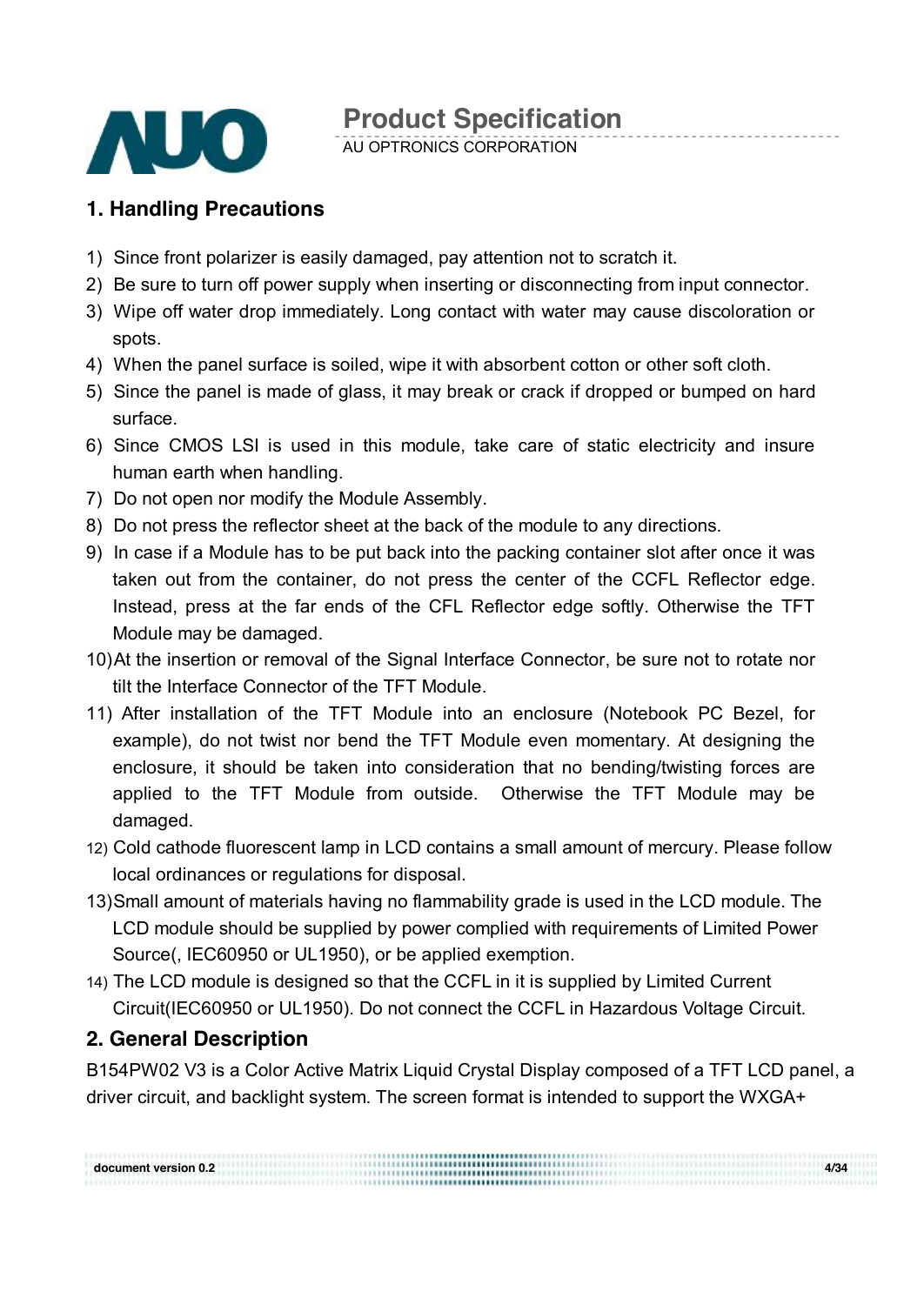## 1. Handling Precautions

1) Since front polarizer is easily damaged, pay attention not to scratch it.
2) Be sure to turn off power supply when inserting or disconnecting from input connector.
3) Wipe off water drop immediately. Long contact with water may cause discoloration or spots.
4) When the panel surface is soiled, wipe it with absorbent cotton or other soft cloth.
5) Since the panel is made of glass, it may break or crack if dropped or bumped on hard surface.
6) Since CMOS LSI is used in this module, take care of static electricity and insure human earth when handling.
7) Do not open nor modify the Module Assembly.
8) Do not press the reflector sheet at the back of the module to any directions.
9) In case if a Module has to be put back into the packing container slot after once it was taken out from the container, do not press the center of the CCFL Reflector edge. Instead, press at the far ends of the CFL Reflector edge softly. Otherwise the TFT Module may be damaged.
10) At the insertion or removal of the Signal Interface Connector, be sure not to rotate nor tilt the Interface Connector of the TFT Module.
11) After installation of the TFT Module into an enclosure (Notebook PC Bezel, for example), do not twist nor bend the TFT Module even momentary. At designing the enclosure, it should be taken into consideration that no bending/twisting forces are applied to the TFT Module from outside. Otherwise the TFT Module may be damaged.
12) Cold cathode fluorescent lamp in LCD contains a small amount of mercury. Please follow local ordinances or regulations for disposal.
13) Small amount of materials having no flammability grade is used in the LCD module. The LCD module should be supplied by power complied with requirements of Limited Power Source(, IEC60950 or UL1950), or be applied exemption.
14) The LCD module is designed so that the CCFL in it is supplied by Limited Current Circuit(IEC60950 or UL1950). Do not connect the CCFL in Hazardous Voltage Circuit.

## 2. General Description

B154PW02 V3 is a Color Active Matrix Liquid Crystal Display composed of a TFT LCD panel, a driver circuit, and backlight system. The screen format is intended to support the WXGA+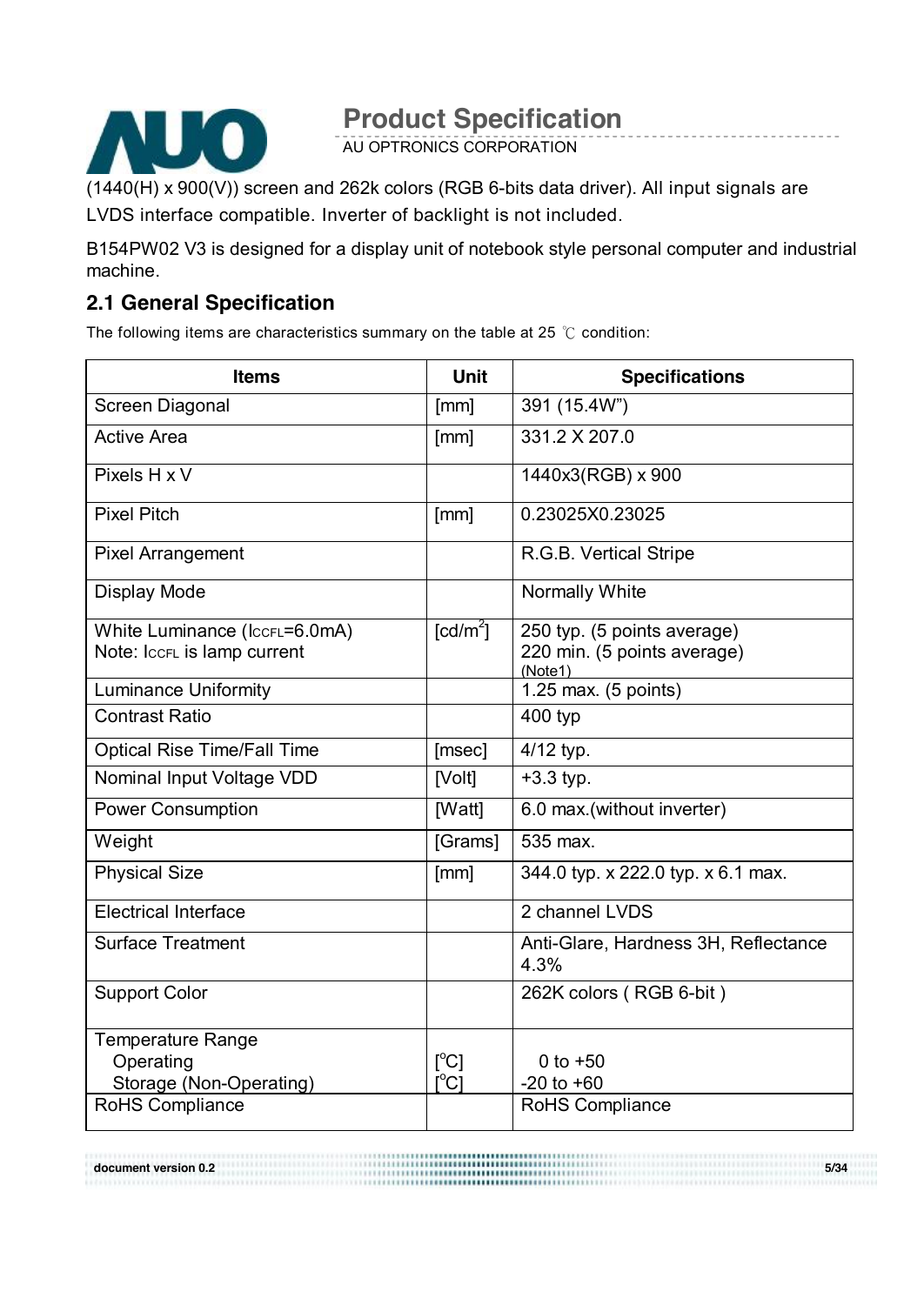(1440(H) x 900(V)) screen and 262k colors (RGB 6-bits data driver). All input signals are LVDS interface compatible. Inverter of backlight is not included.

B154PW02 V3 is designed for a display unit of notebook style personal computer and industrial machine.

## 2.1 General Specification

The following items are characteristics summary on the table at 25 ℃ condition:

| Items | Unit | Specifications |
|---|---|---|
| Screen Diagonal | [mm] | 391 (15.4W") |
| Active Area | [mm] | 331.2 X 207.0 |
| Pixels H x V | | 1440x3(RGB) x 900 |
| Pixel Pitch | [mm] | 0.23025X0.23025 |
| Pixel Arrangement | | R.G.B. Vertical Stripe |
| Display Mode | | Normally White |
| White Luminance ($I_{CCFL}$=6.0mA)<br>Note: $I_{CCFL}$ is lamp current | [cd/m$^2$] | 250 typ. (5 points average)<br>220 min. (5 points average)<br>(Note1) |
| Luminance Uniformity | | 1.25 max. (5 points) |
| Contrast Ratio | | 400 typ |
| Optical Rise Time/Fall Time | [msec] | 4/12 typ. |
| Nominal Input Voltage VDD | [Volt] | +3.3 typ. |
| Power Consumption | [Watt] | 6.0 max.(without inverter) |
| Weight | [Grams] | 535 max. |
| Physical Size | [mm] | 344.0 typ. x 222.0 typ. x 6.1 max. |
| Electrical Interface | | 2 channel LVDS |
| Surface Treatment | | Anti-Glare, Hardness 3H, Reflectance 4.3% |
| Support Color | | 262K colors ( RGB 6-bit ) |
| Temperature Range<br>Operating<br>Storage (Non-Operating) | <br>[$^o$C]<br>[$^o$C] | <br>0 to +50<br>-20 to +60 |
| RoHS Compliance | | RoHS Compliance |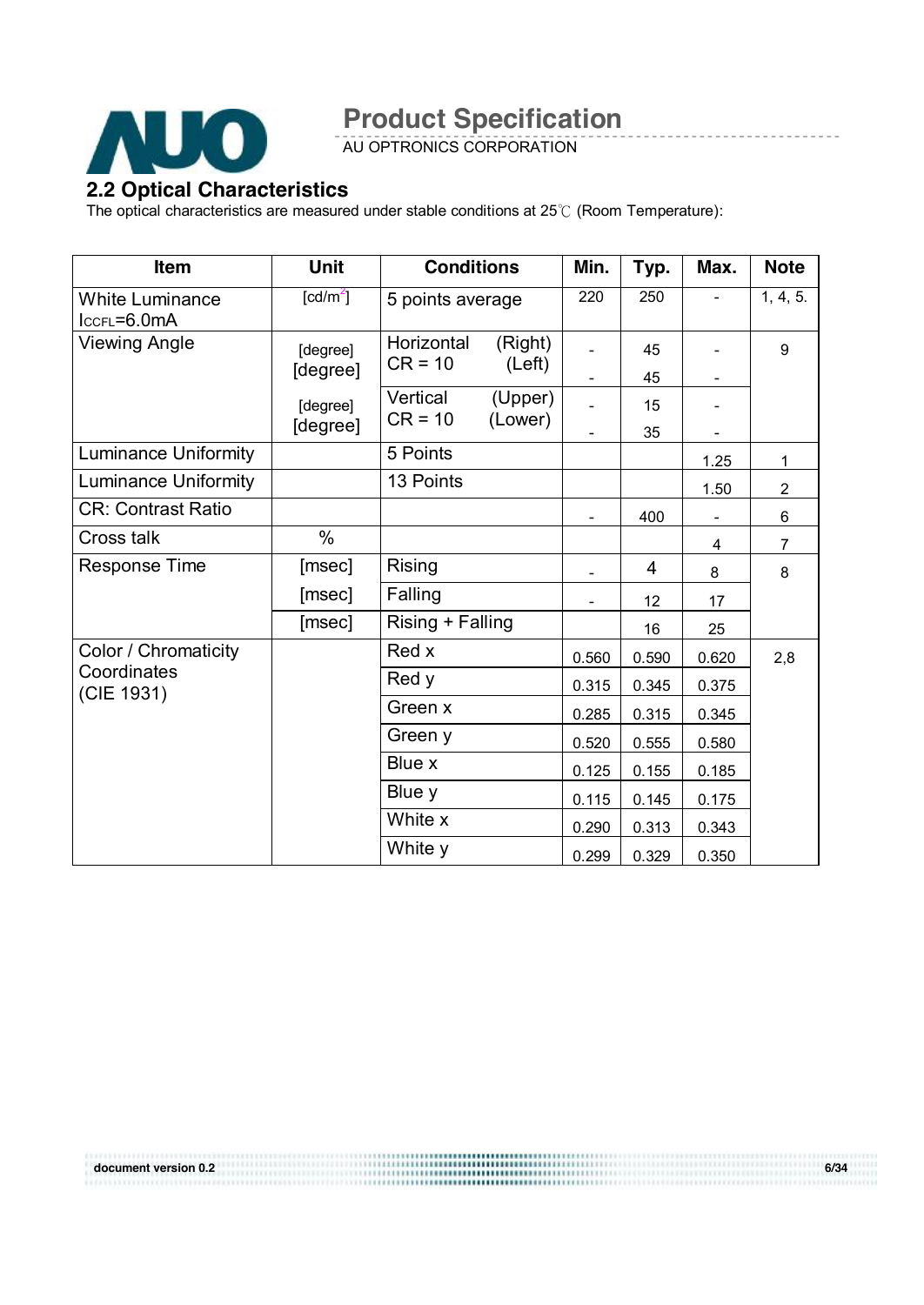## 2.2 Optical Characteristics

The optical characteristics are measured under stable conditions at 25℃ (Room Temperature):

| Item | Unit | Conditions | Min. | Typ. | Max. | Note |
|---|---|---|---|---|---|---|
| White Luminance $I_{CCFL}$=6.0mA | [cd/m²] | 5 points average | 220 | 250 | - | 1, 4, 5. |
| Viewing Angle | [degree] | Horizontal CR = 10 (Right) | - | 45 | - | 9 |
| | [degree] | (Left) | - | 45 | - | |
| | [degree] | Vertical CR = 10 (Upper) | - | 15 | - | |
| | [degree] | (Lower) | - | 35 | - | |
| Luminance Uniformity | | 5 Points | | | 1.25 | 1 |
| Luminance Uniformity | | 13 Points | | | 1.50 | 2 |
| CR: Contrast Ratio | | | - | 400 | - | 6 |
| Cross talk | % | | | | 4 | 7 |
| Response Time | [msec] | Rising | - | 4 | 8 | 8 |
| | [msec] | Falling | - | 12 | 17 | |
| | [msec] | Rising + Falling | | 16 | 25 | |
| Color / Chromaticity Coordinates (CIE 1931) | | Red x | 0.560 | 0.590 | 0.620 | 2,8 |
| | | Red y | 0.315 | 0.345 | 0.375 | |
| | | Green x | 0.285 | 0.315 | 0.345 | |
| | | Green y | 0.520 | 0.555 | 0.580 | |
| | | Blue x | 0.125 | 0.155 | 0.185 | |
| | | Blue y | 0.115 | 0.145 | 0.175 | |
| | | White x | 0.290 | 0.313 | 0.343 | |
| | | White y | 0.299 | 0.329 | 0.350 | |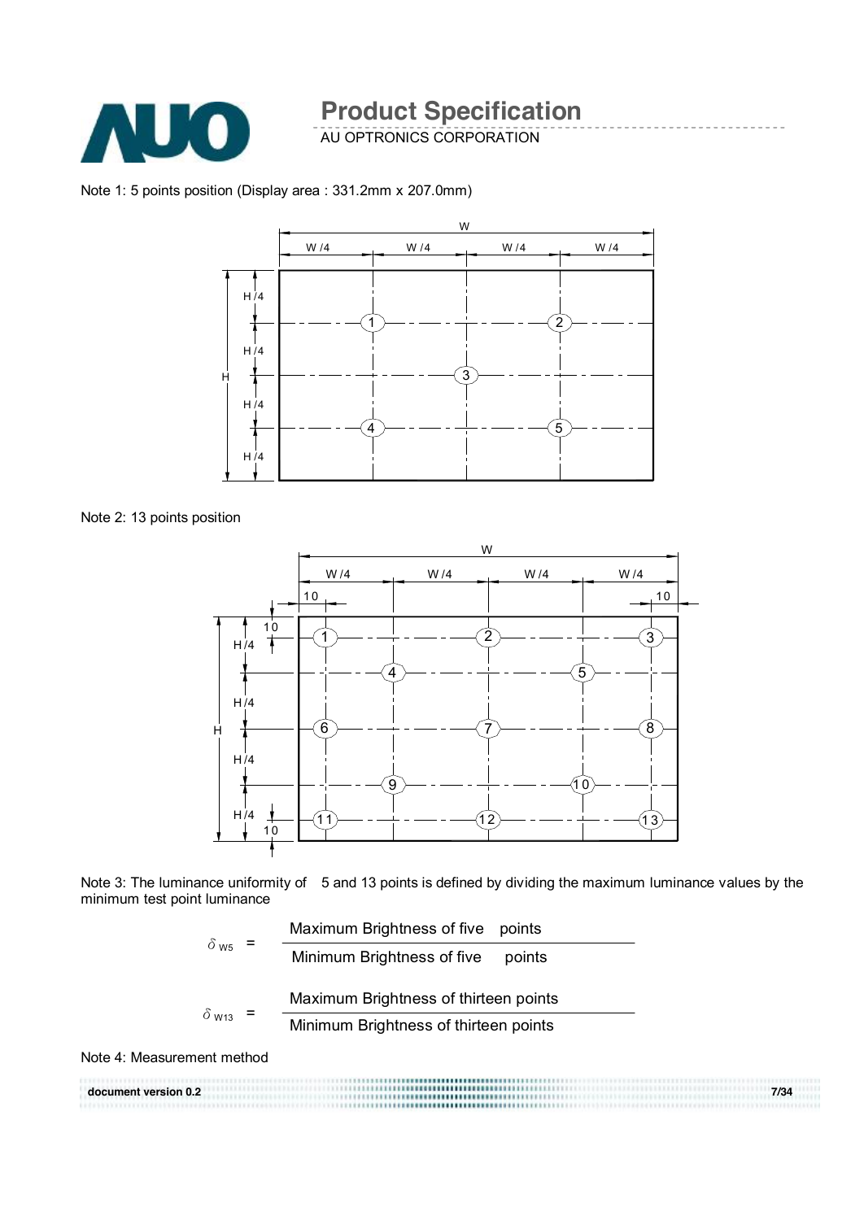Note 1: 5 points position (Display area : 331.2mm x 207.0mm)

W
W /4 W /4 W /4 W /4
H /4
H /4
H
H /4
H /4
1 2
3
4 5

Note 2: 13 points position

W
W /4 W /4 W /4 W /4
10 10
10
H /4
H /4
H
H /4
H /4
10
1 2 3
4 5
6 7 8
9 10
11 12 13

Note 3: The luminance uniformity of 5 and 13 points is defined by dividing the maximum luminance values by the minimum test point luminance

$$\delta_{W5} = \frac{\text{Maximum Brightness of five points}}{\text{Minimum Brightness of five points}}$$

$$\delta_{W13} = \frac{\text{Maximum Brightness of thirteen points}}{\text{Minimum Brightness of thirteen points}}$$

Note 4: Measurement method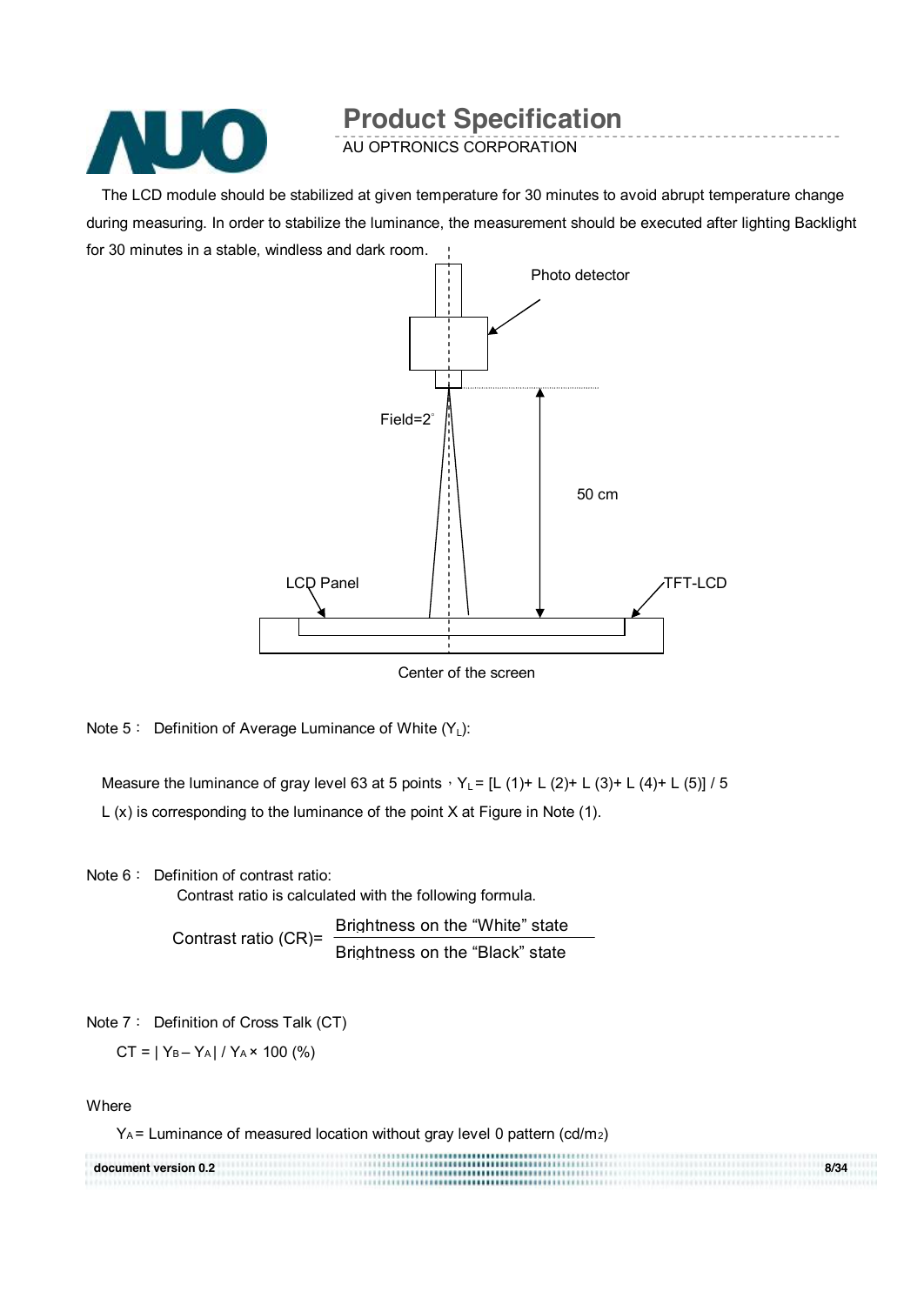The LCD module should be stabilized at given temperature for 30 minutes to avoid abrupt temperature change during measuring. In order to stabilize the luminance, the measurement should be executed after lighting Backlight for 30 minutes in a stable, windless and dark room.

Photo detector

Field=2°

50 cm

LCD Panel

TFT-LCD

Center of the screen

Note 5： Definition of Average Luminance of White ($Y_L$):

Measure the luminance of gray level 63 at 5 points，$Y_L$ = [L (1)+ L (2)+ L (3)+ L (4)+ L (5)] / 5

L (x) is corresponding to the luminance of the point X at Figure in Note (1).

Note 6： Definition of contrast ratio:

Contrast ratio is calculated with the following formula.

$$\text{Contrast ratio (CR)} = \frac{\text{Brightness on the "White" state}}{\text{Brightness on the "Black" state}}$$

Note 7： Definition of Cross Talk (CT)

$$CT = | Y_B - Y_A | / Y_A \times 100\ (\%)$$

Where

$Y_A$ = Luminance of measured location without gray level 0 pattern (cd/$m^2$)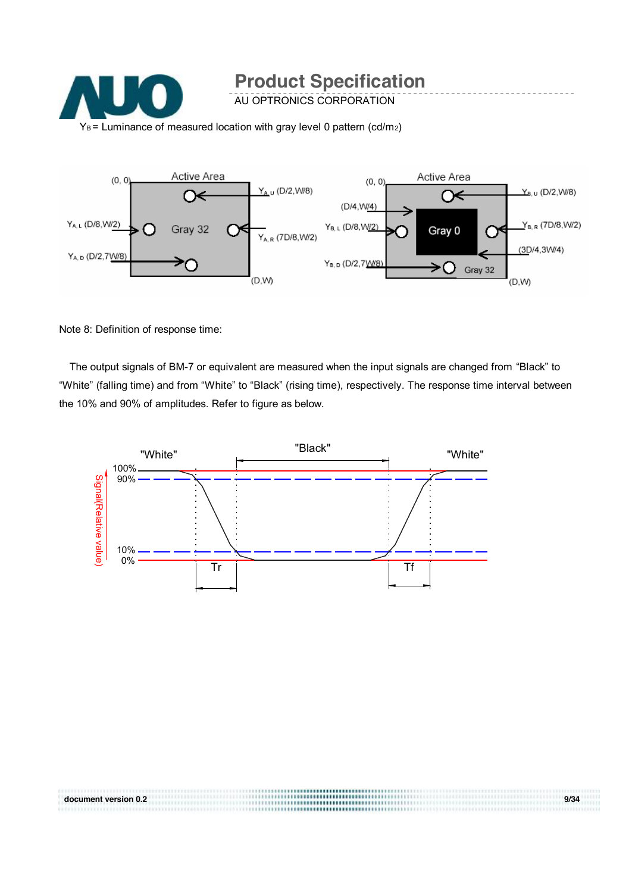$Y_B$ = Luminance of measured location with gray level 0 pattern (cd/m2)

(0, 0)
Active Area
$Y_{A,U}$ (D/2,W/8)
$Y_{A,L}$ (D/8,W/2)
Gray 32
$Y_{A,R}$ (7D/8,W/2)
$Y_{A,D}$ (D/2,7W/8)
(D,W)

(0, 0)
Active Area
$Y_{B,U}$ (D/2,W/8)
(D/4,W/4)
$Y_{B,L}$ (D/8,W/2)
Gray 0
$Y_{B,R}$ (7D/8,W/2)
(3D/4,3W/4)
$Y_{B,D}$ (D/2,7W/8)
Gray 32
(D,W)

Note 8: Definition of response time:

The output signals of BM-7 or equivalent are measured when the input signals are changed from "Black" to "White" (falling time) and from "White" to "Black" (rising time), respectively. The response time interval between the 10% and 90% of amplitudes. Refer to figure as below.

"White"
"Black"
"White"
100%
90%
10%
0%
Signal(Relative value)
Tr
Tf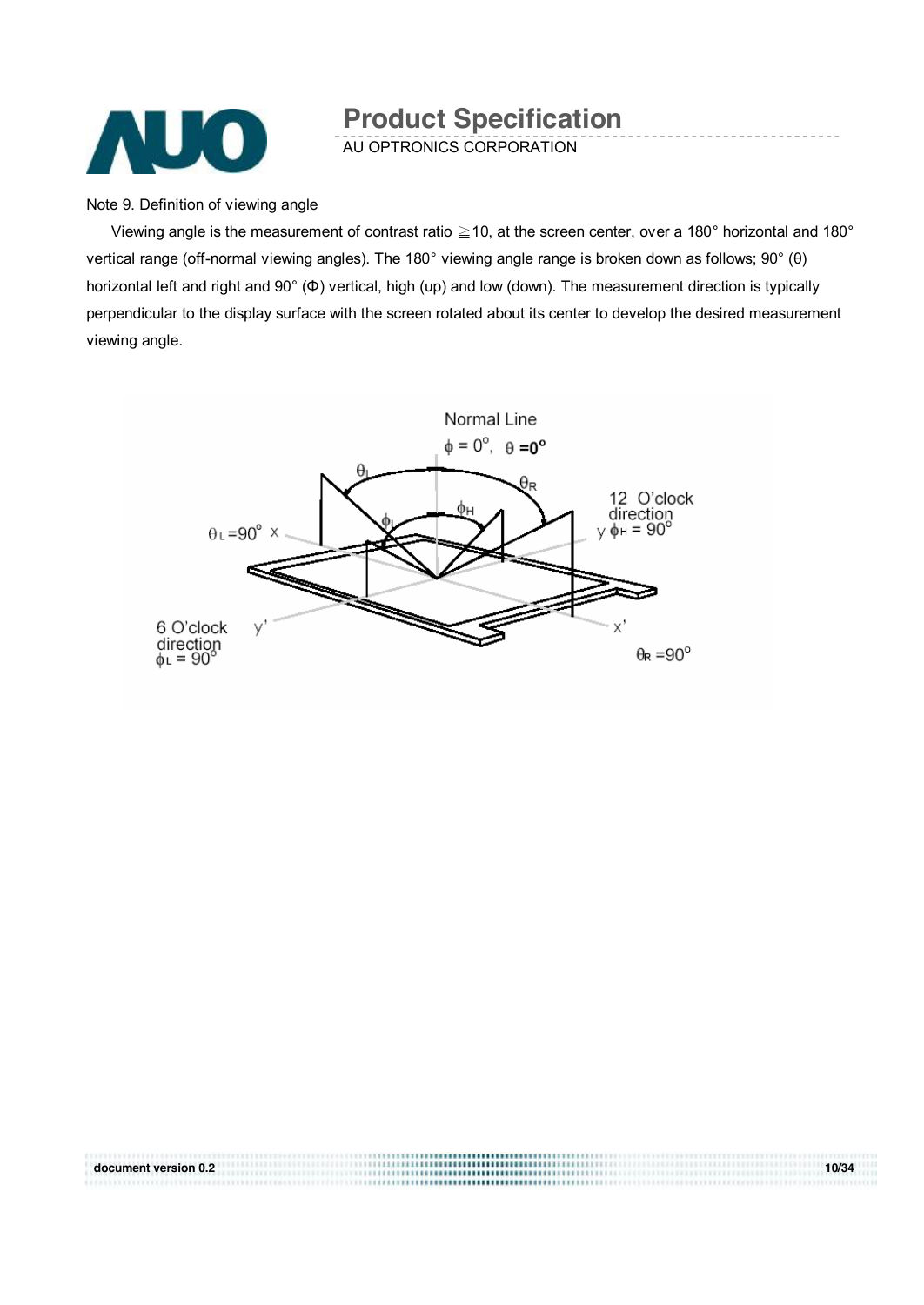Note 9. Definition of viewing angle

Viewing angle is the measurement of contrast ratio ≧10, at the screen center, over a 180° horizontal and 180° vertical range (off-normal viewing angles). The 180° viewing angle range is broken down as follows; 90° (θ) horizontal left and right and 90° (Φ) vertical, high (up) and low (down). The measurement direction is typically perpendicular to the display surface with the screen rotated about its center to develop the desired measurement viewing angle.

Normal Line
$\phi = 0^{o}$, $\theta = 0^{o}$
$\theta_L$
$\theta_R$
$\phi_H$
$\phi_L$
$\theta_L = 90^{o}$ x
12 O'clock direction
y $\phi_H = 90^{o}$
6 O'clock direction
$\phi_L = 90^{o}$
y'
x'
$\theta_R = 90^{o}$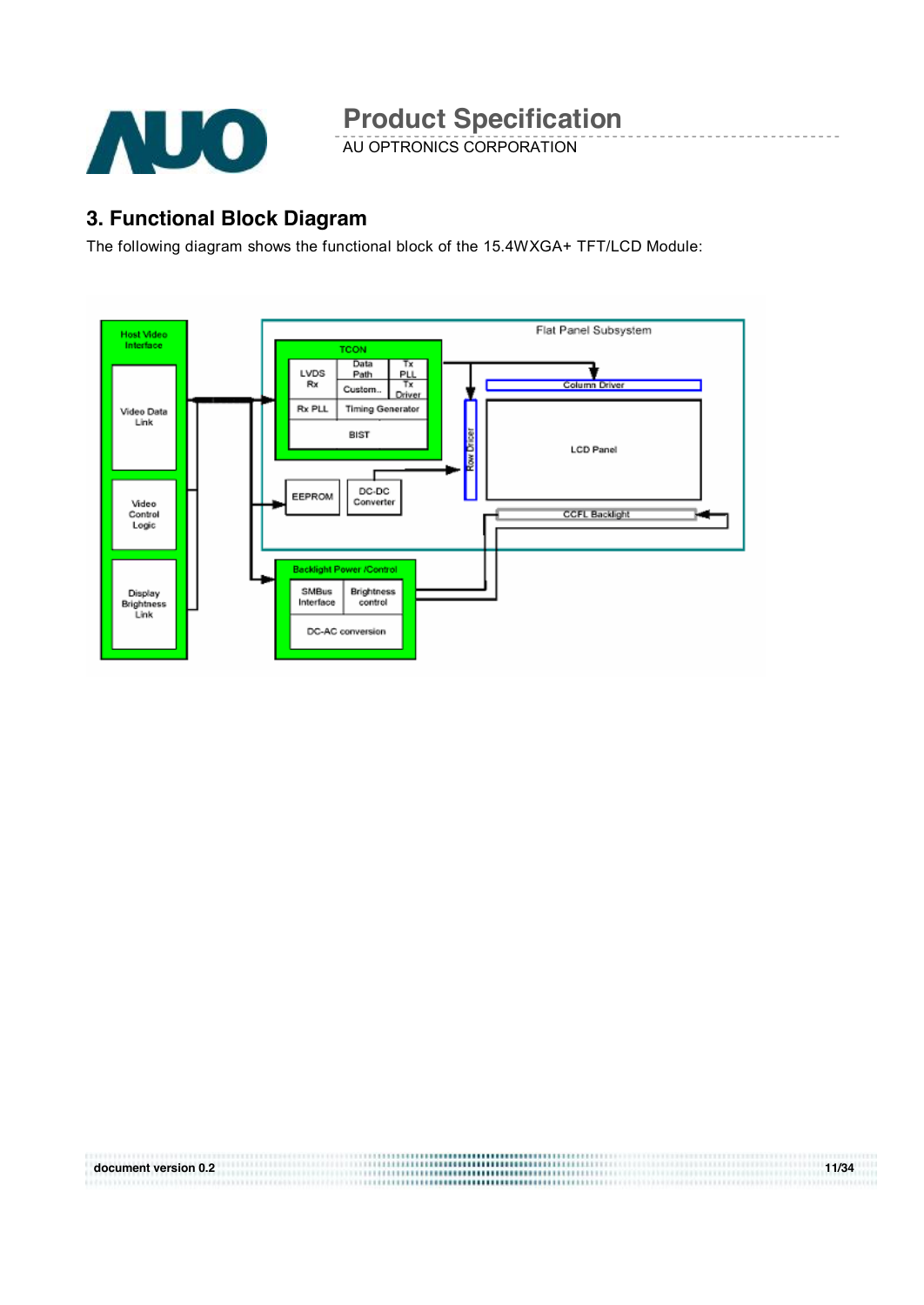## 3. Functional Block Diagram

The following diagram shows the functional block of the 15.4WXGA+ TFT/LCD Module:

Host Video Interface

Video Data Link

Video Control Logic

Display Brightness Link

Flat Panel Subsystem

TCON

LVDS Rx

Data Path

Tx PLL

Custom..

Tx Driver

Rx PLL

Timing Generator

BIST

EEPROM

DC-DC Converter

Row Driver

Column Driver

LCD Panel

CCFL Backlight

Backlight Power /Control

SMBus Interface

Brightness control

DC-AC conversion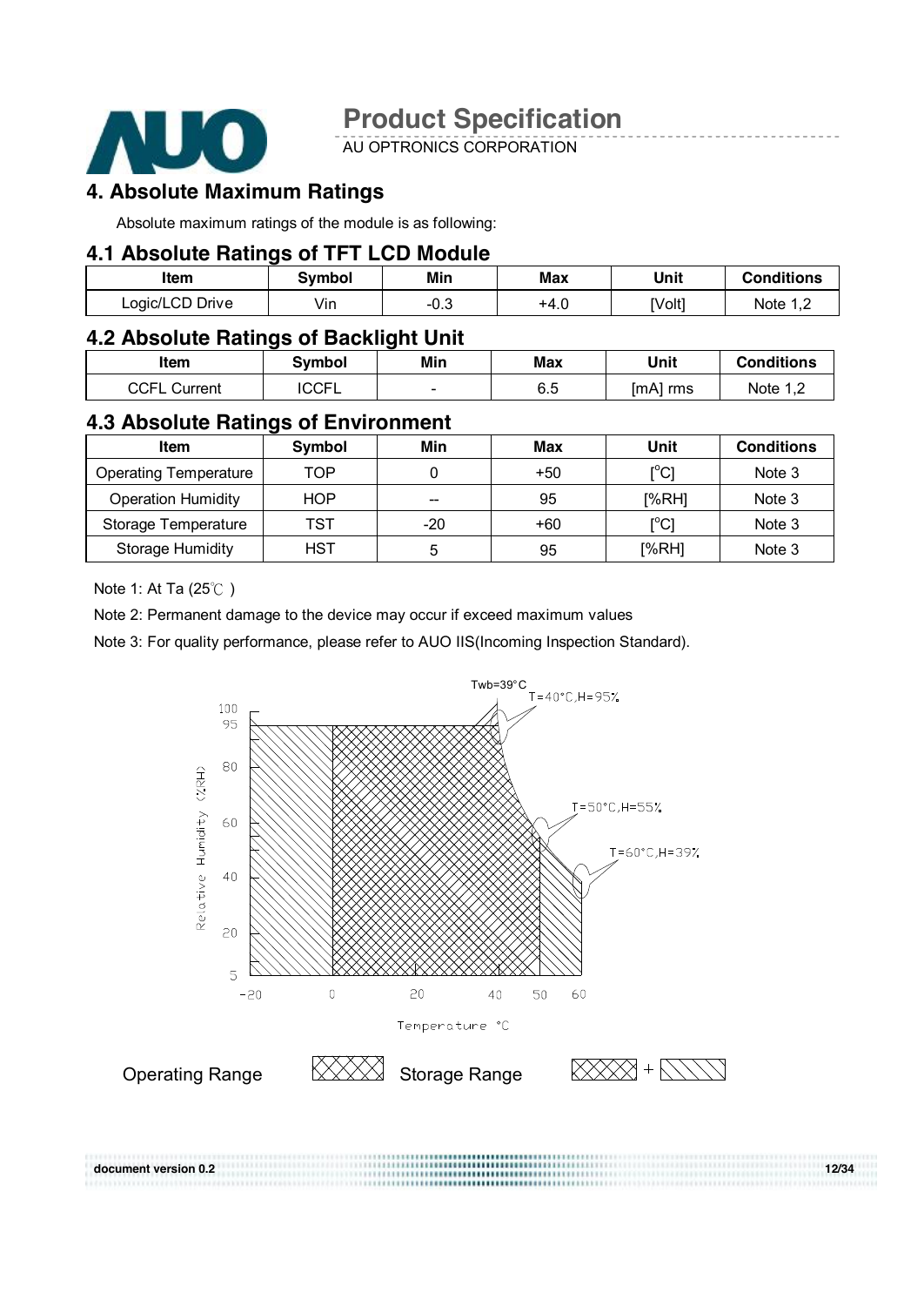# 4. Absolute Maximum Ratings

Absolute maximum ratings of the module is as following:

## 4.1 Absolute Ratings of TFT LCD Module

| Item | Symbol | Min | Max | Unit | Conditions |
|---|---|---|---|---|---|
| Logic/LCD Drive | Vin | -0.3 | +4.0 | [Volt] | Note 1,2 |

## 4.2 Absolute Ratings of Backlight Unit

| Item | Symbol | Min | Max | Unit | Conditions |
|---|---|---|---|---|---|
| CCFL Current | ICCFL | - | 6.5 | [mA] rms | Note 1,2 |

## 4.3 Absolute Ratings of Environment

| Item | Symbol | Min | Max | Unit | Conditions |
|---|---|---|---|---|---|
| Operating Temperature | TOP | 0 | +50 | [°C] | Note 3 |
| Operation Humidity | HOP | -- | 95 | [%RH] | Note 3 |
| Storage Temperature | TST | -20 | +60 | [°C] | Note 3 |
| Storage Humidity | HST | 5 | 95 | [%RH] | Note 3 |

Note 1: At Ta (25℃ )

Note 2: Permanent damage to the device may occur if exceed maximum values

Note 3: For quality performance, please refer to AUO IIS(Incoming Inspection Standard).

Twb=39°C
T=40°C,H=95%
T=50°C,H=55%
T=60°C,H=39%

Relative Humidity (%RH)
100
95
80
60
40
20
5

-20
0
20
40
50
60
Temperature °C

Operating Range

Storage Range +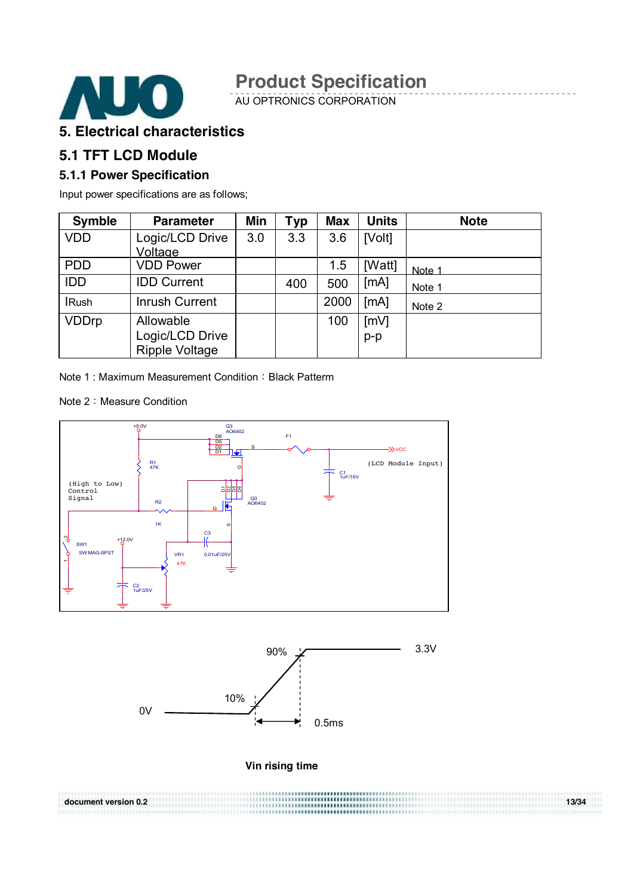# 5. Electrical characteristics

## 5.1 TFT LCD Module

### 5.1.1 Power Specification

Input power specifications are as follows;

| Symble | Parameter | Min | Typ | Max | Units | Note |
|---|---|---|---|---|---|---|
| VDD | Logic/LCD Drive Voltage | 3.0 | 3.3 | 3.6 | [Volt] | |
| PDD | VDD Power | | | 1.5 | [Watt] | Note 1 |
| IDD | IDD Current | | 400 | 500 | [mA] | Note 1 |
| IRush | Inrush Current | | | 2000 | [mA] | Note 2 |
| VDDrp | Allowable Logic/LCD Drive Ripple Voltage | | | 100 | [mV] p-p | |

Note 1 : Maximum Measurement Condition：Black Patterm

Note 2：Measure Condition

+5.0V
Q3
AO6402
F1
VCC
(LCD Module Input)
R1
47K
C1
1uF/16V
(High to Low)
Control
Signal
R2
1K
Q3
AO6402
SW1
SW MAG-SPST
+12.0V
C3
VR1
47K
0.01uF/25V
C2
1uF/25V

90%
3.3V
10%
0V
0.5ms

Vin rising time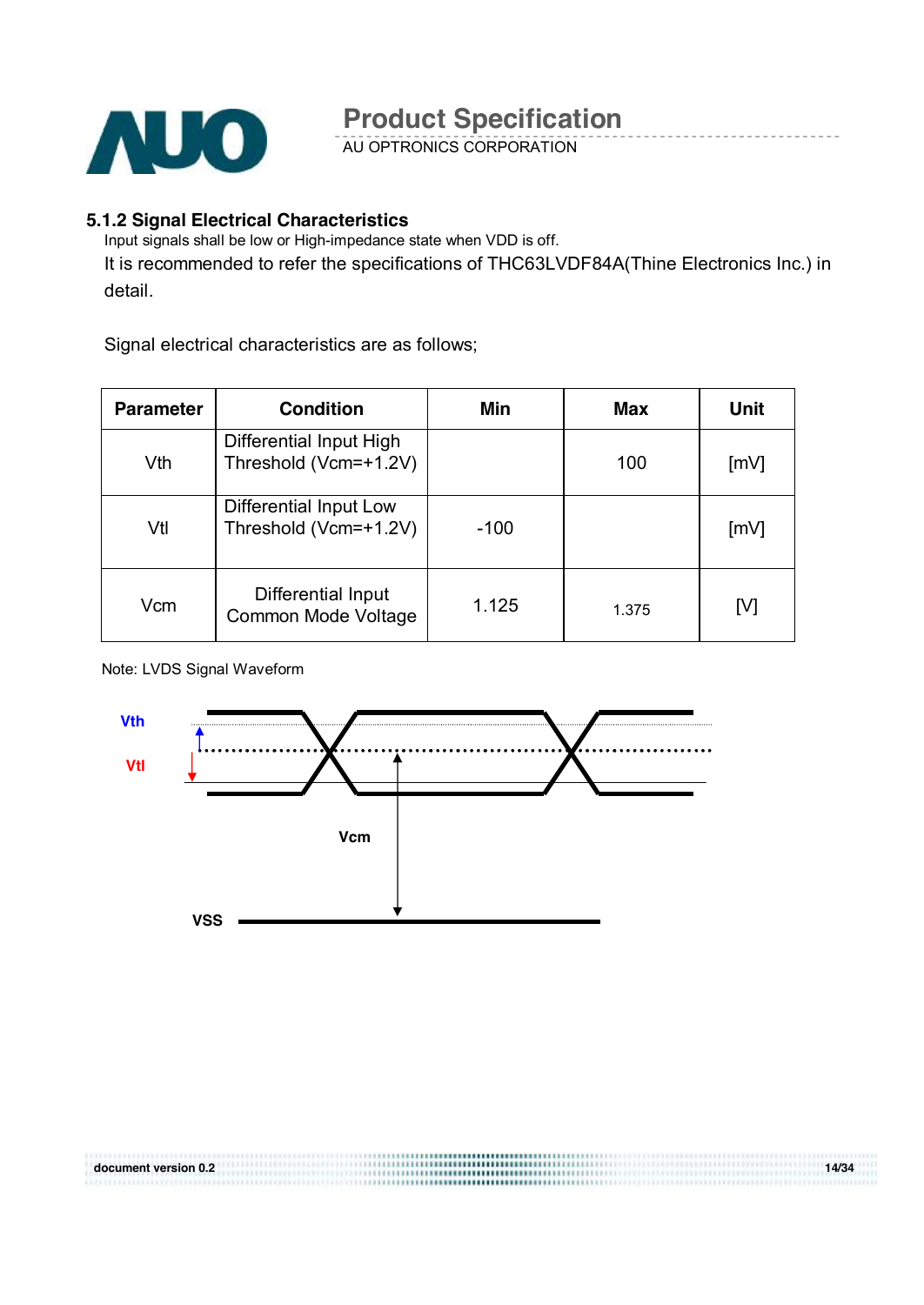### 5.1.2 Signal Electrical Characteristics

Input signals shall be low or High-impedance state when VDD is off.

It is recommended to refer the specifications of THC63LVDF84A(Thine Electronics Inc.) in detail.

Signal electrical characteristics are as follows;

| Parameter | Condition | Min | Max | Unit |
|---|---|---|---|---|
| Vth | Differential Input High Threshold (Vcm=+1.2V) | | 100 | [mV] |
| Vtl | Differential Input Low Threshold (Vcm=+1.2V) | -100 | | [mV] |
| Vcm | Differential Input Common Mode Voltage | 1.125 | 1.375 | [V] |

Note: LVDS Signal Waveform

Vth

Vtl

Vcm

VSS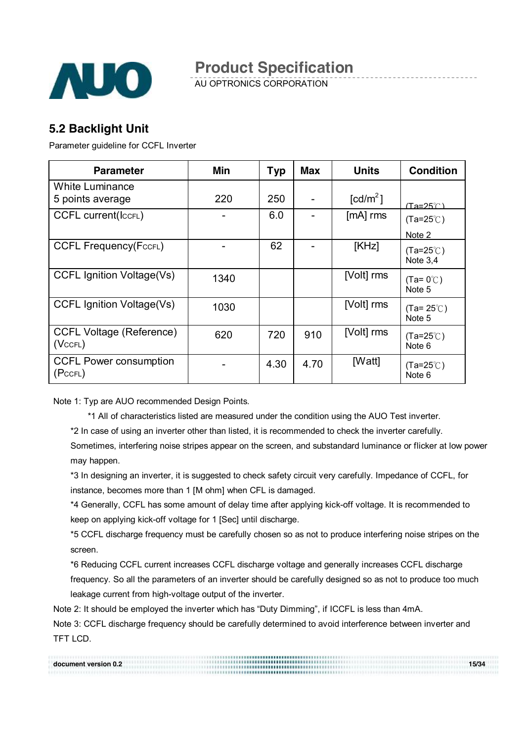## 5.2 Backlight Unit

Parameter guideline for CCFL Inverter

| Parameter | Min | Typ | Max | Units | Condition |
|---|---|---|---|---|---|
| White Luminance 5 points average | 220 | 250 | - | [cd/m$^2$] | (Ta=25℃) |
| CCFL current($I_{CCFL}$) | - | 6.0 | - | [mA] rms | (Ta=25℃) Note 2 |
| CCFL Frequency($F_{CCFL}$) | - | 62 | - | [KHz] | (Ta=25℃) Note 3,4 |
| CCFL Ignition Voltage(Vs) | 1340 | | | [Volt] rms | (Ta= 0℃) Note 5 |
| CCFL Ignition Voltage(Vs) | 1030 | | | [Volt] rms | (Ta= 25℃) Note 5 |
| CCFL Voltage (Reference) ($V_{CCFL}$) | 620 | 720 | 910 | [Volt] rms | (Ta=25℃) Note 6 |
| CCFL Power consumption ($P_{CCFL}$) | - | 4.30 | 4.70 | [Watt] | (Ta=25℃) Note 6 |

Note 1: Typ are AUO recommended Design Points.

*1 All of characteristics listed are measured under the condition using the AUO Test inverter.

*2 In case of using an inverter other than listed, it is recommended to check the inverter carefully. Sometimes, interfering noise stripes appear on the screen, and substandard luminance or flicker at low power may happen.

*3 In designing an inverter, it is suggested to check safety circuit very carefully. Impedance of CCFL, for instance, becomes more than 1 [M ohm] when CFL is damaged.

*4 Generally, CCFL has some amount of delay time after applying kick-off voltage. It is recommended to keep on applying kick-off voltage for 1 [Sec] until discharge.

*5 CCFL discharge frequency must be carefully chosen so as not to produce interfering noise stripes on the screen.

*6 Reducing CCFL current increases CCFL discharge voltage and generally increases CCFL discharge frequency. So all the parameters of an inverter should be carefully designed so as not to produce too much leakage current from high-voltage output of the inverter.

Note 2: It should be employed the inverter which has "Duty Dimming", if ICCFL is less than 4mA.

Note 3: CCFL discharge frequency should be carefully determined to avoid interference between inverter and TFT LCD.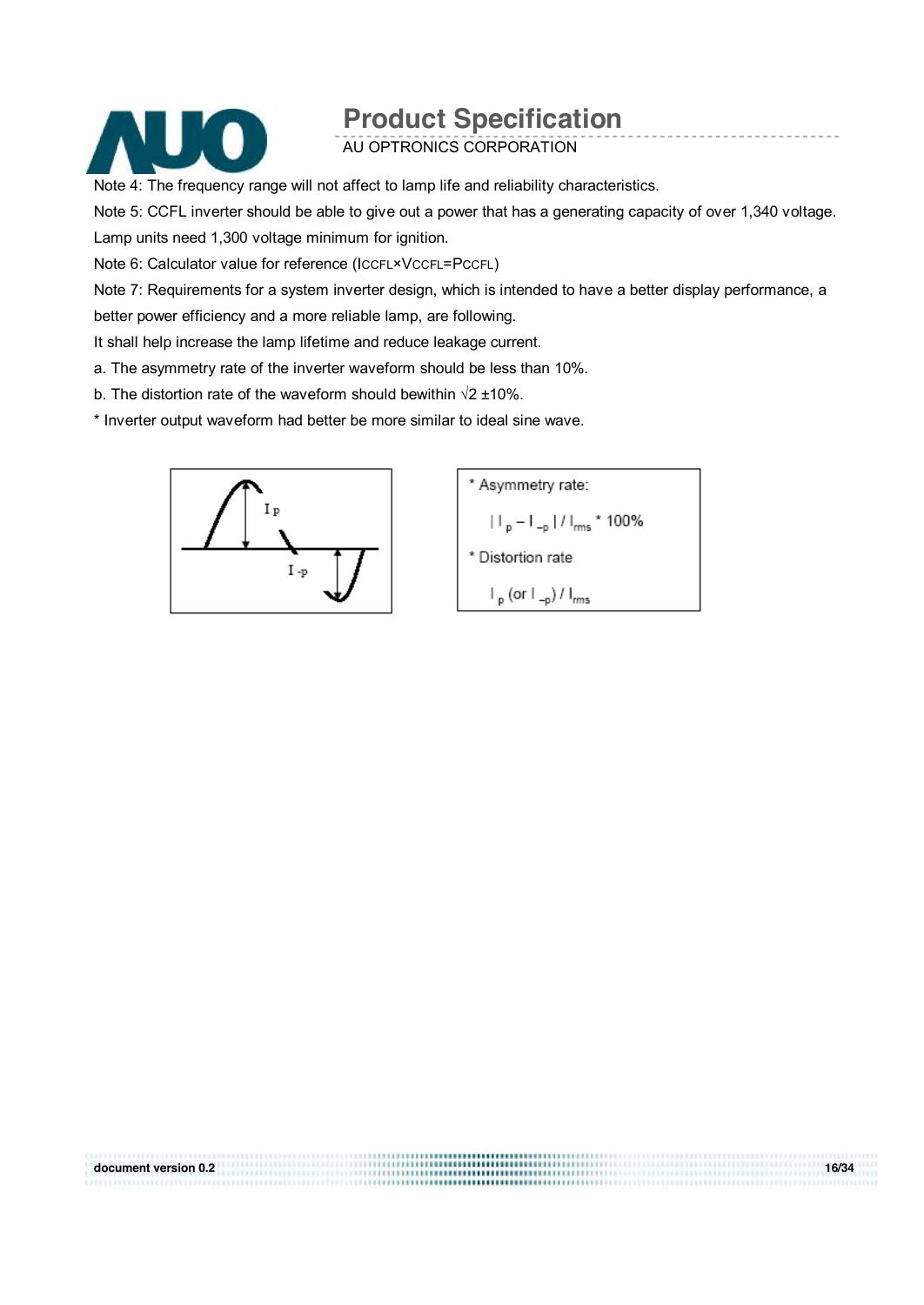Note 4: The frequency range will not affect to lamp life and reliability characteristics.

Note 5: CCFL inverter should be able to give out a power that has a generating capacity of over 1,340 voltage. Lamp units need 1,300 voltage minimum for ignition.

Note 6: Calculator value for reference ($I_{CCFL} \times V_{CCFL} = P_{CCFL}$)

Note 7: Requirements for a system inverter design, which is intended to have a better display performance, a better power efficiency and a more reliable lamp, are following.

It shall help increase the lamp lifetime and reduce leakage current.

a. The asymmetry rate of the inverter waveform should be less than 10%.

b. The distortion rate of the waveform should bewithin $\sqrt{2}$ ±10%.

* Inverter output waveform had better be more similar to ideal sine wave.

I p

I -p

* Asymmetry rate:

$| I_p - I_{-p} | / I_{rms} * 100\%$

* Distortion rate

$I_p$ (or $I_{-p}$) / $I_{rms}$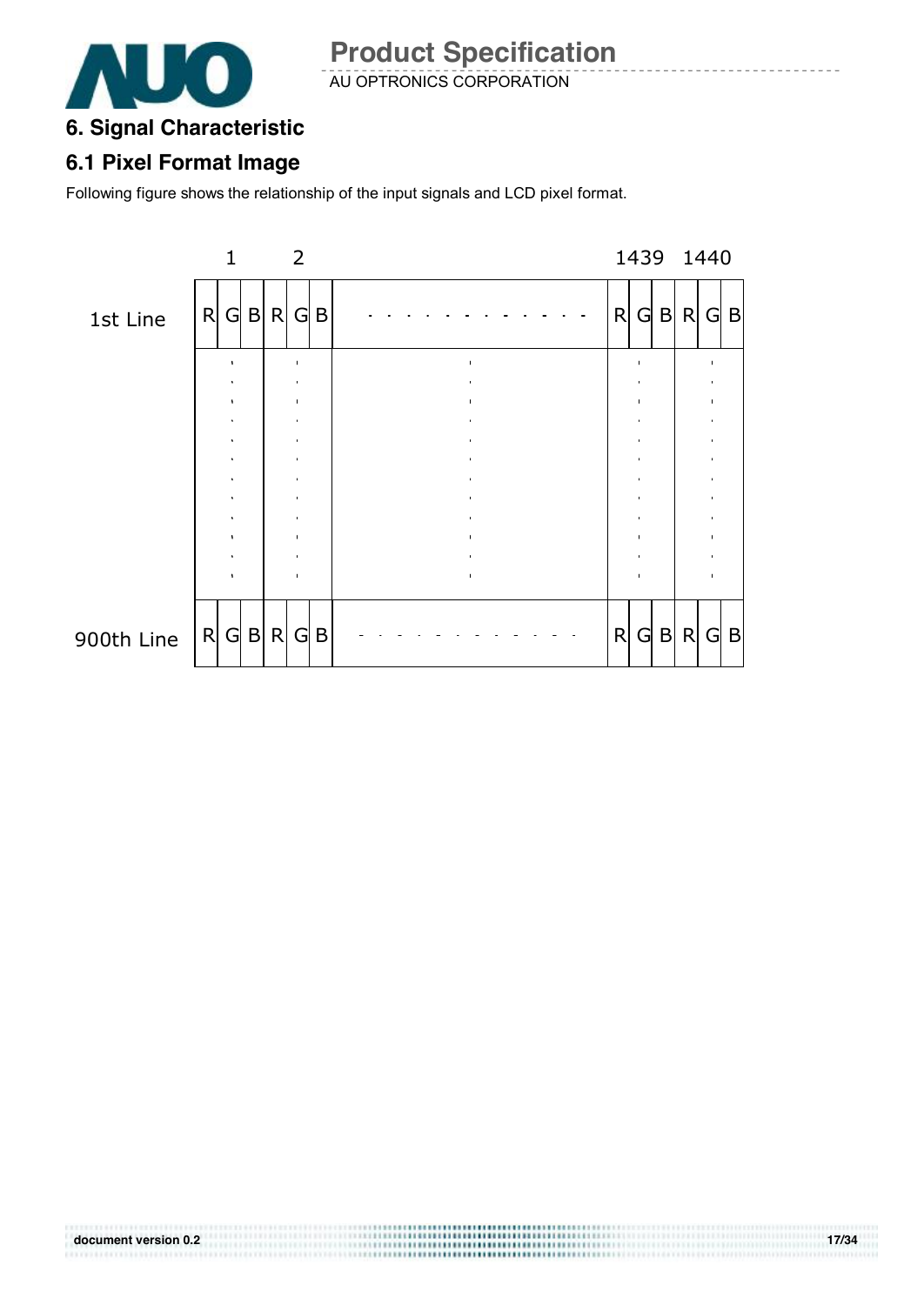## 6. Signal Characteristic

### 6.1 Pixel Format Image

Following figure shows the relationship of the input signals and LCD pixel format.

| | 1 | | | 2 | | | | 1439 | | | 1440 | | |
|---|---|---|---|---|---|---|---|---|---|---|---|---|---|
| 1st Line | R | G | B | R | G | B | - - - - - - - - - - - - - | R | G | B | R | G | B |
| | | ⋮ | | | ⋮ | | ⋮ | | ⋮ | | | ⋮ | |
| 900th Line | R | G | B | R | G | B | - - - - - - - - - - - - - | R | G | B | R | G | B |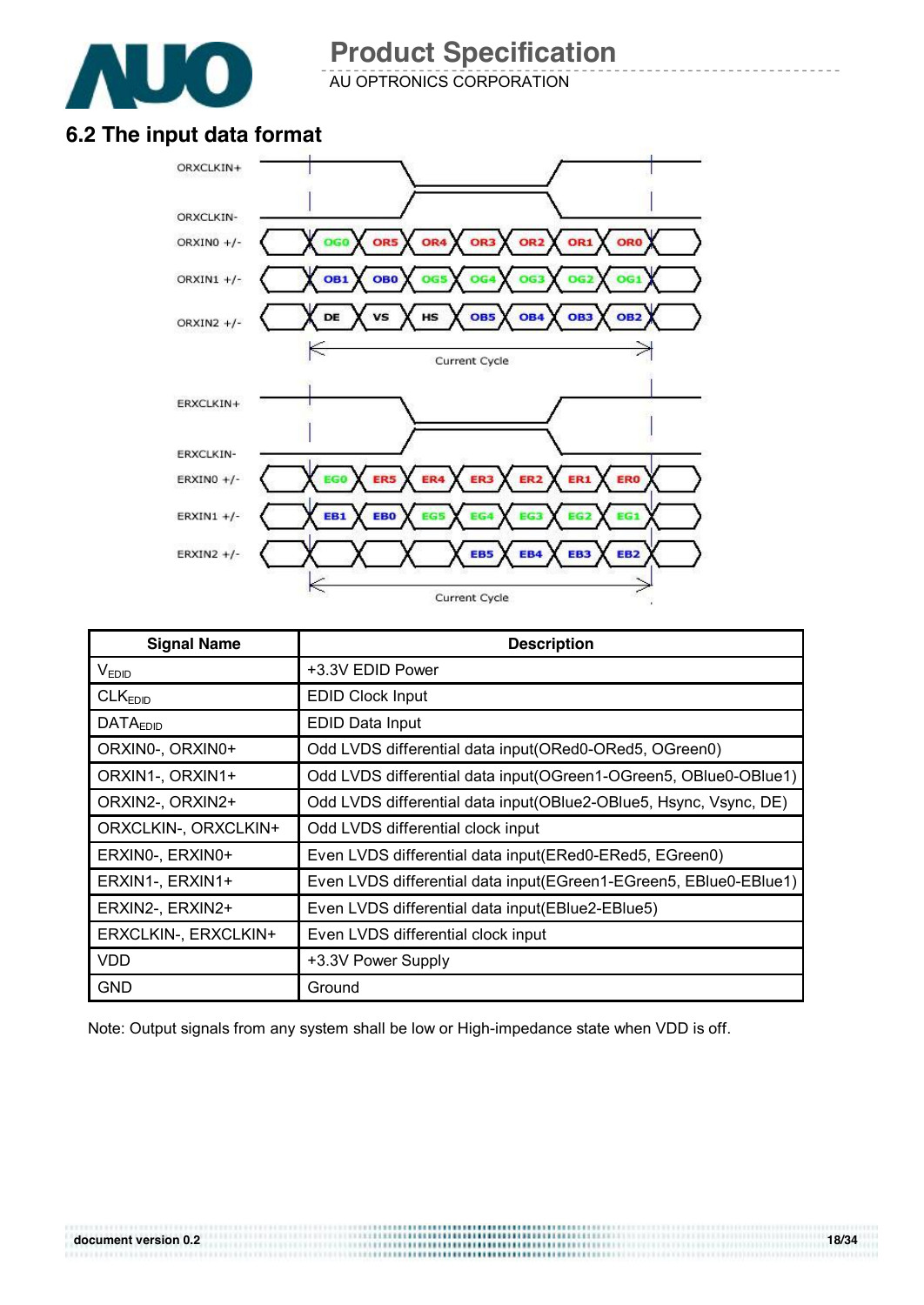## 6.2 The input data format

ORXCLKIN+

ORXCLKIN-

ORXIN0 +/- OG0 OR5 OR4 OR3 OR2 OR1 OR0

ORXIN1 +/- OB1 OB0 OG5 OG4 OG3 OG2 OG1

ORXIN2 +/- DE VS HS OB5 OB4 OB3 OB2

Current Cycle

ERXCLKIN+

ERXCLKIN-

ERXIN0 +/- EG0 ER5 ER4 ER3 ER2 ER1 ER0

ERXIN1 +/- EB1 EB0 EG5 EG4 EG3 EG2 EG1

ERXIN2 +/- EB5 EB4 EB3 EB2

Current Cycle

| Signal Name | Description |
|---|---|
| $V_{EDID}$ | +3.3V EDID Power |
| $CLK_{EDID}$ | EDID Clock Input |
| $DATA_{EDID}$ | EDID Data Input |
| ORXIN0-, ORXIN0+ | Odd LVDS differential data input(ORed0-ORed5, OGreen0) |
| ORXIN1-, ORXIN1+ | Odd LVDS differential data input(OGreen1-OGreen5, OBlue0-OBlue1) |
| ORXIN2-, ORXIN2+ | Odd LVDS differential data input(OBlue2-OBlue5, Hsync, Vsync, DE) |
| ORXCLKIN-, ORXCLKIN+ | Odd LVDS differential clock input |
| ERXIN0-, ERXIN0+ | Even LVDS differential data input(ERed0-ERed5, EGreen0) |
| ERXIN1-, ERXIN1+ | Even LVDS differential data input(EGreen1-EGreen5, EBlue0-EBlue1) |
| ERXIN2-, ERXIN2+ | Even LVDS differential data input(EBlue2-EBlue5) |
| ERXCLKIN-, ERXCLKIN+ | Even LVDS differential clock input |
| VDD | +3.3V Power Supply |
| GND | Ground |

Note: Output signals from any system shall be low or High-impedance state when VDD is off.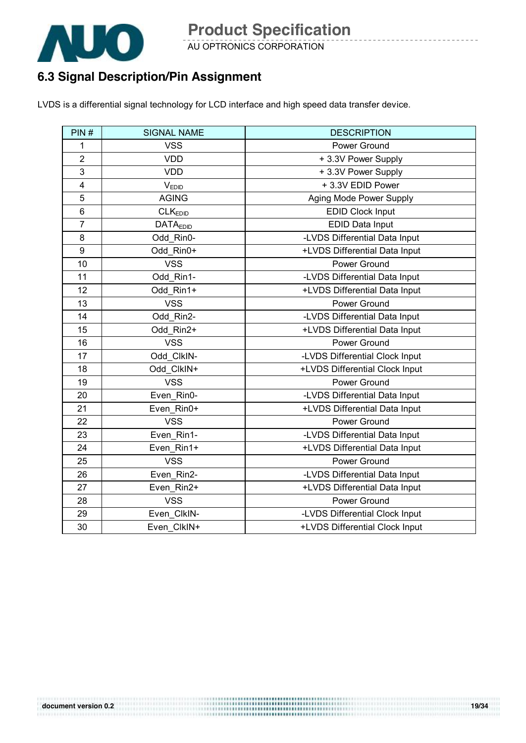## 6.3 Signal Description/Pin Assignment

LVDS is a differential signal technology for LCD interface and high speed data transfer device.

| PIN # | SIGNAL NAME | DESCRIPTION |
|---|---|---|
| 1 | VSS | Power Ground |
| 2 | VDD | + 3.3V Power Supply |
| 3 | VDD | + 3.3V Power Supply |
| 4 | $V_{EDID}$ | + 3.3V EDID Power |
| 5 | AGING | Aging Mode Power Supply |
| 6 | $CLK_{EDID}$ | EDID Clock Input |
| 7 | $DATA_{EDID}$ | EDID Data Input |
| 8 | Odd_Rin0- | -LVDS Differential Data Input |
| 9 | Odd_Rin0+ | +LVDS Differential Data Input |
| 10 | VSS | Power Ground |
| 11 | Odd_Rin1- | -LVDS Differential Data Input |
| 12 | Odd_Rin1+ | +LVDS Differential Data Input |
| 13 | VSS | Power Ground |
| 14 | Odd_Rin2- | -LVDS Differential Data Input |
| 15 | Odd_Rin2+ | +LVDS Differential Data Input |
| 16 | VSS | Power Ground |
| 17 | Odd_ClkIN- | -LVDS Differential Clock Input |
| 18 | Odd_ClkIN+ | +LVDS Differential Clock Input |
| 19 | VSS | Power Ground |
| 20 | Even_Rin0- | -LVDS Differential Data Input |
| 21 | Even_Rin0+ | +LVDS Differential Data Input |
| 22 | VSS | Power Ground |
| 23 | Even_Rin1- | -LVDS Differential Data Input |
| 24 | Even_Rin1+ | +LVDS Differential Data Input |
| 25 | VSS | Power Ground |
| 26 | Even_Rin2- | -LVDS Differential Data Input |
| 27 | Even_Rin2+ | +LVDS Differential Data Input |
| 28 | VSS | Power Ground |
| 29 | Even_ClkIN- | -LVDS Differential Clock Input |
| 30 | Even_ClkIN+ | +LVDS Differential Clock Input |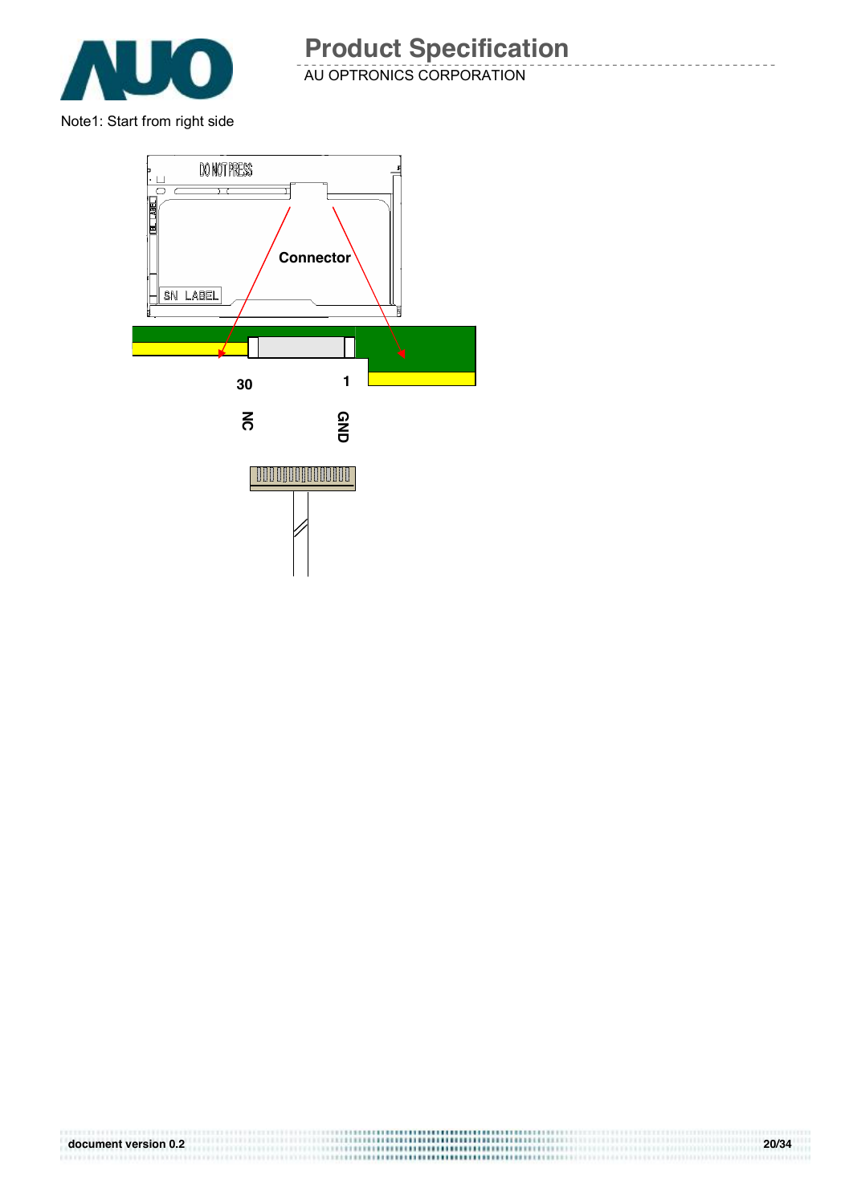Note1: Start from right side

DO NOT PRESS

SN LABEL

Connector

30

1

NC

GND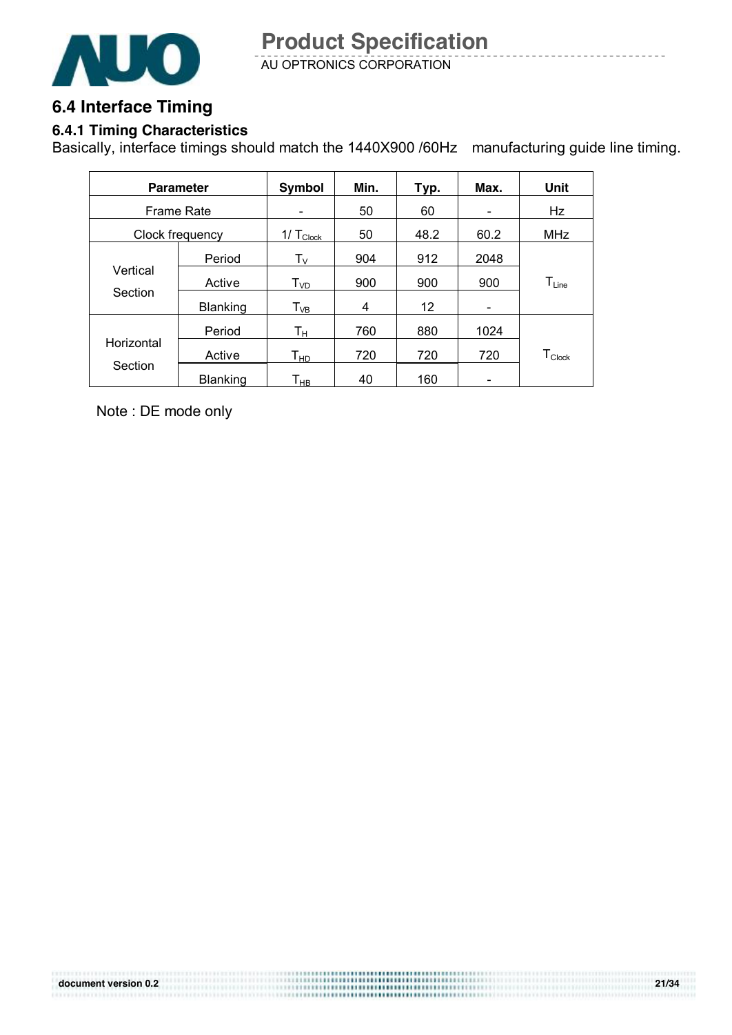## 6.4 Interface Timing

### 6.4.1 Timing Characteristics

Basically, interface timings should match the 1440X900 /60Hz manufacturing guide line timing.

| Parameter | | Symbol | Min. | Typ. | Max. | Unit |
|---|---|---|---|---|---|---|
| Frame Rate | | - | 50 | 60 | - | Hz |
| Clock frequency | | $1/T_{Clock}$ | 50 | 48.2 | 60.2 | MHz |
| Vertical Section | Period | $T_V$ | 904 | 912 | 2048 | $T_{Line}$ |
| | Active | $T_{VD}$ | 900 | 900 | 900 | |
| | Blanking | $T_{VB}$ | 4 | 12 | - | |
| Horizontal Section | Period | $T_H$ | 760 | 880 | 1024 | $T_{Clock}$ |
| | Active | $T_{HD}$ | 720 | 720 | 720 | |
| | Blanking | $T_{HB}$ | 40 | 160 | - | |

Note : DE mode only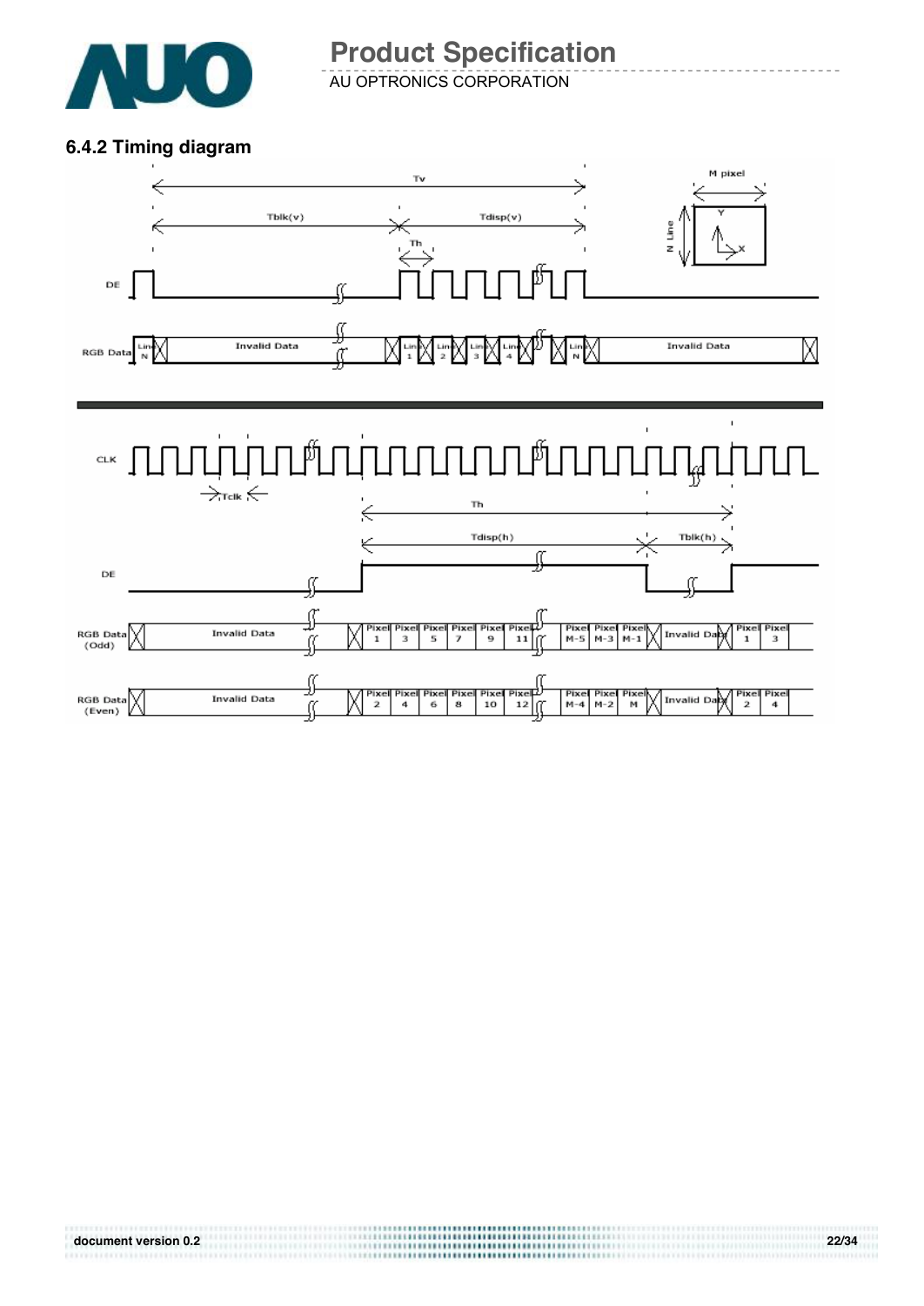### 6.4.2 Timing diagram

Tv

Tblk(v)

Tdisp(v)

Th

M pixel

N Line

Y

X

DE

RGB Data

Line N

Invalid Data

Line 1

Line 2

Line 3

Line 4

Line N

Invalid Data

CLK

Tclk

Th

Tdisp(h)

Tblk(h)

DE

RGB Data (Odd)

Invalid Data

Pixel 1

Pixel 3

Pixel 5

Pixel 7

Pixel 9

Pixel 11

Pixel M-5

Pixel M-3

Pixel M-1

Invalid Data

Pixel 1

Pixel 3

RGB Data (Even)

Invalid Data

Pixel 2

Pixel 4

Pixel 6

Pixel 8

Pixel 10

Pixel 12

Pixel M-4

Pixel M-2

Pixel M

Invalid Data

Pixel 2

Pixel 4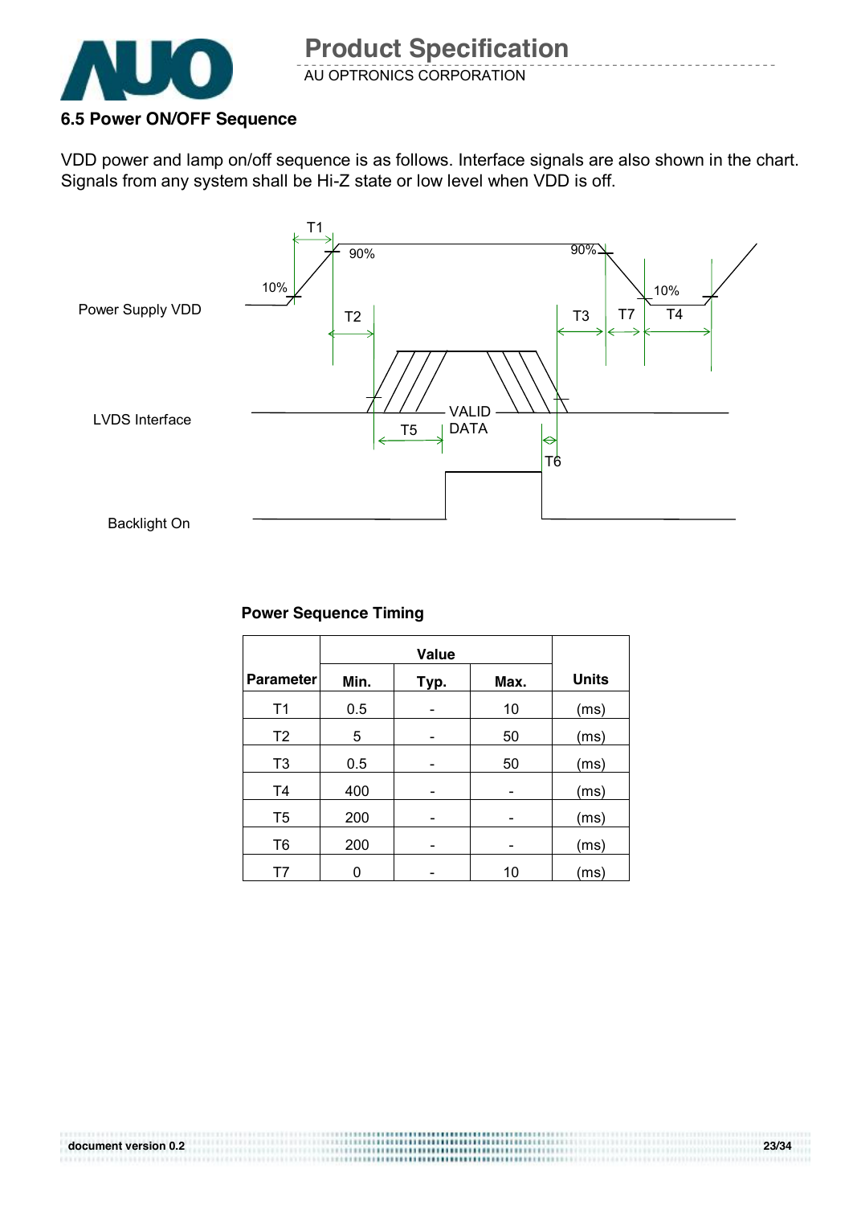## 6.5 Power ON/OFF Sequence

VDD power and lamp on/off sequence is as follows. Interface signals are also shown in the chart. Signals from any system shall be Hi-Z state or low level when VDD is off.

T1
90%
90%
10%
10%
Power Supply VDD
T2
T3
T7
T4
LVDS Interface
VALID DATA
T5
T6
Backlight On

**Power Sequence Timing**

| Parameter | Value | | | Units |
|---|---|---|---|---|
| | Min. | Typ. | Max. | |
| T1 | 0.5 | - | 10 | (ms) |
| T2 | 5 | - | 50 | (ms) |
| T3 | 0.5 | - | 50 | (ms) |
| T4 | 400 | - | - | (ms) |
| T5 | 200 | - | - | (ms) |
| T6 | 200 | - | - | (ms) |
| T7 | 0 | - | 10 | (ms) |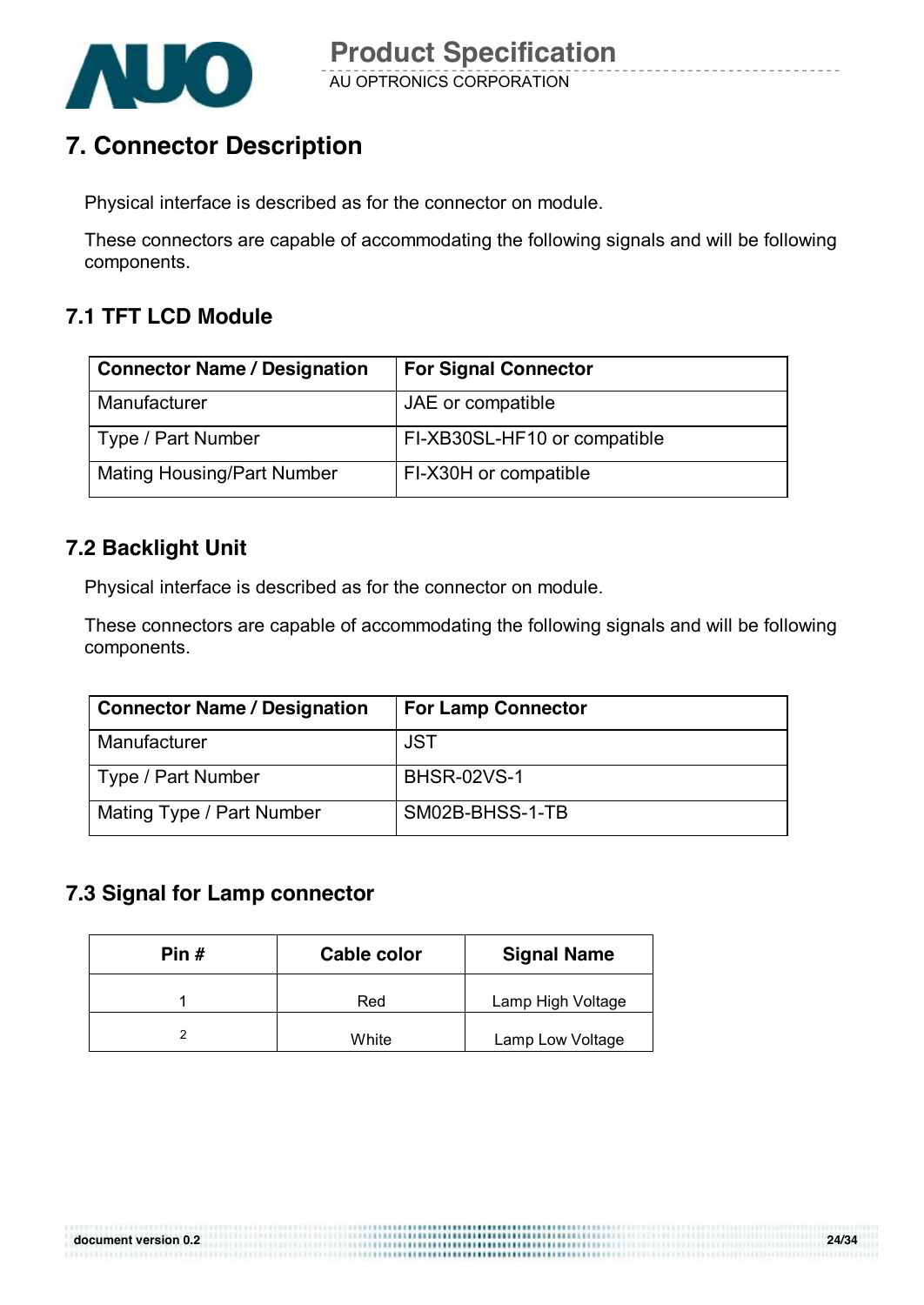# 7. Connector Description

Physical interface is described as for the connector on module.

These connectors are capable of accommodating the following signals and will be following components.

## 7.1 TFT LCD Module

| Connector Name / Designation | For Signal Connector |
|---|---|
| Manufacturer | JAE or compatible |
| Type / Part Number | FI-XB30SL-HF10 or compatible |
| Mating Housing/Part Number | FI-X30H or compatible |

## 7.2 Backlight Unit

Physical interface is described as for the connector on module.

These connectors are capable of accommodating the following signals and will be following components.

| Connector Name / Designation | For Lamp Connector |
|---|---|
| Manufacturer | JST |
| Type / Part Number | BHSR-02VS-1 |
| Mating Type / Part Number | SM02B-BHSS-1-TB |

## 7.3 Signal for Lamp connector

| Pin # | Cable color | Signal Name |
|---|---|---|
| 1 | Red | Lamp High Voltage |
| 2 | White | Lamp Low Voltage |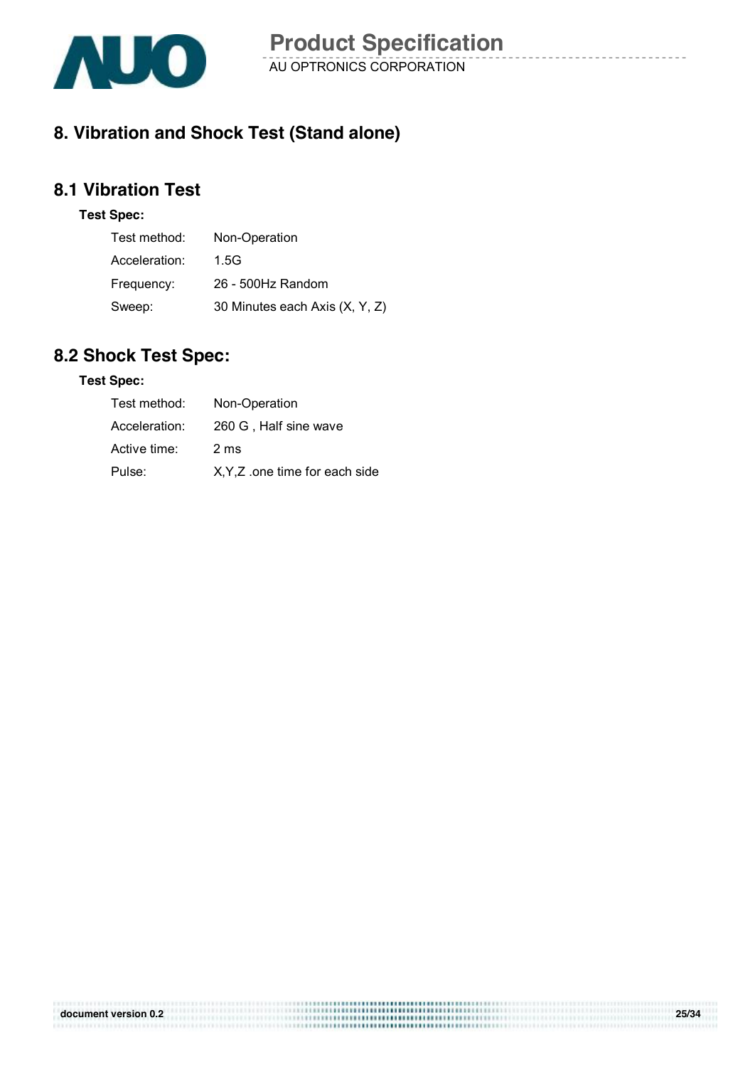# 8. Vibration and Shock Test (Stand alone)

## 8.1 Vibration Test

**Test Spec:**

| | |
|---|---|
| Test method: | Non-Operation |
| Acceleration: | 1.5G |
| Frequency: | 26 - 500Hz Random |
| Sweep: | 30 Minutes each Axis (X, Y, Z) |

## 8.2 Shock Test Spec:

**Test Spec:**

| | |
|---|---|
| Test method: | Non-Operation |
| Acceleration: | 260 G , Half sine wave |
| Active time: | 2 ms |
| Pulse: | X,Y,Z .one time for each side |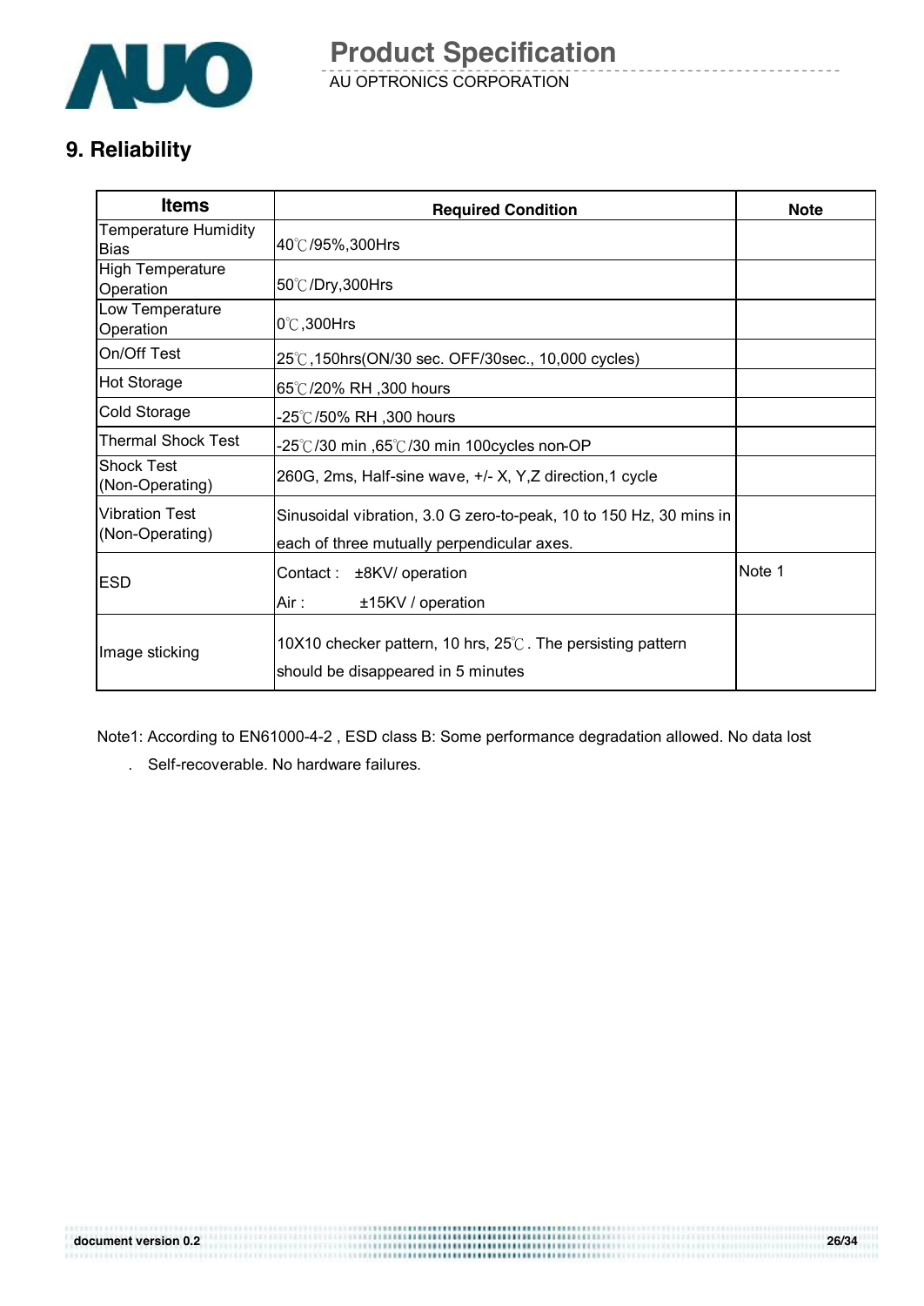## 9. Reliability

| Items | Required Condition | Note |
|---|---|---|
| Temperature Humidity Bias | 40℃/95%,300Hrs | |
| High Temperature Operation | 50℃/Dry,300Hrs | |
| Low Temperature Operation | 0℃,300Hrs | |
| On/Off Test | 25℃,150hrs(ON/30 sec. OFF/30sec., 10,000 cycles) | |
| Hot Storage | 65℃/20% RH ,300 hours | |
| Cold Storage | -25℃/50% RH ,300 hours | |
| Thermal Shock Test | -25℃/30 min ,65℃/30 min 100cycles non-OP | |
| Shock Test (Non-Operating) | 260G, 2ms, Half-sine wave, +/- X, Y,Z direction,1 cycle | |
| Vibration Test (Non-Operating) | Sinusoidal vibration, 3.0 G zero-to-peak, 10 to 150 Hz, 30 mins in each of three mutually perpendicular axes. | |
| ESD | Contact : ±8KV/ operation<br>Air : ±15KV / operation | Note 1 |
| Image sticking | 10X10 checker pattern, 10 hrs, 25℃. The persisting pattern should be disappeared in 5 minutes | |

Note1: According to EN61000-4-2 , ESD class B: Some performance degradation allowed. No data lost

. Self-recoverable. No hardware failures.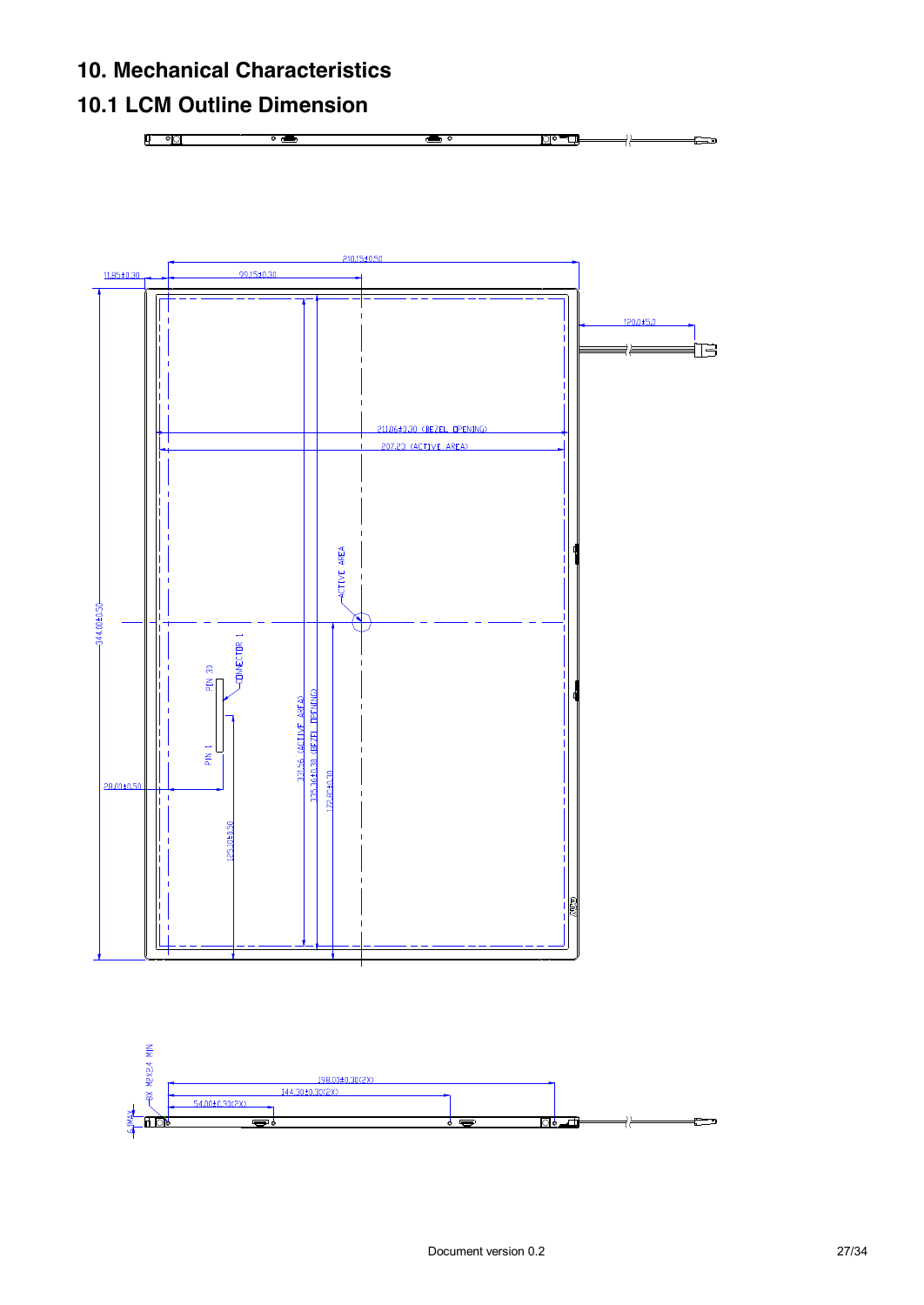# 10. Mechanical Characteristics

## 10.1 LCM Outline Dimension

210.15±0.50

11.85±0.30

99.15±0.30

120.0±5.0

211.06±0.30 (BEZEL OPENING)

207.23 (ACTIVE AREA)

ACTIVE AREA

344.00±0.50

CONNECTOR 1

PIN 30

PIN 1

331.56 (ACTIVE AREA)

335.36±0.30 (BEZEL OPENING)

172.85±0.30

28.00±0.50

125.10±0.50

8X M2X2.4 MIN

198.00±0.30(2X)

144.30±0.30(2X)

54.00±0.30(2X)

6.1MAX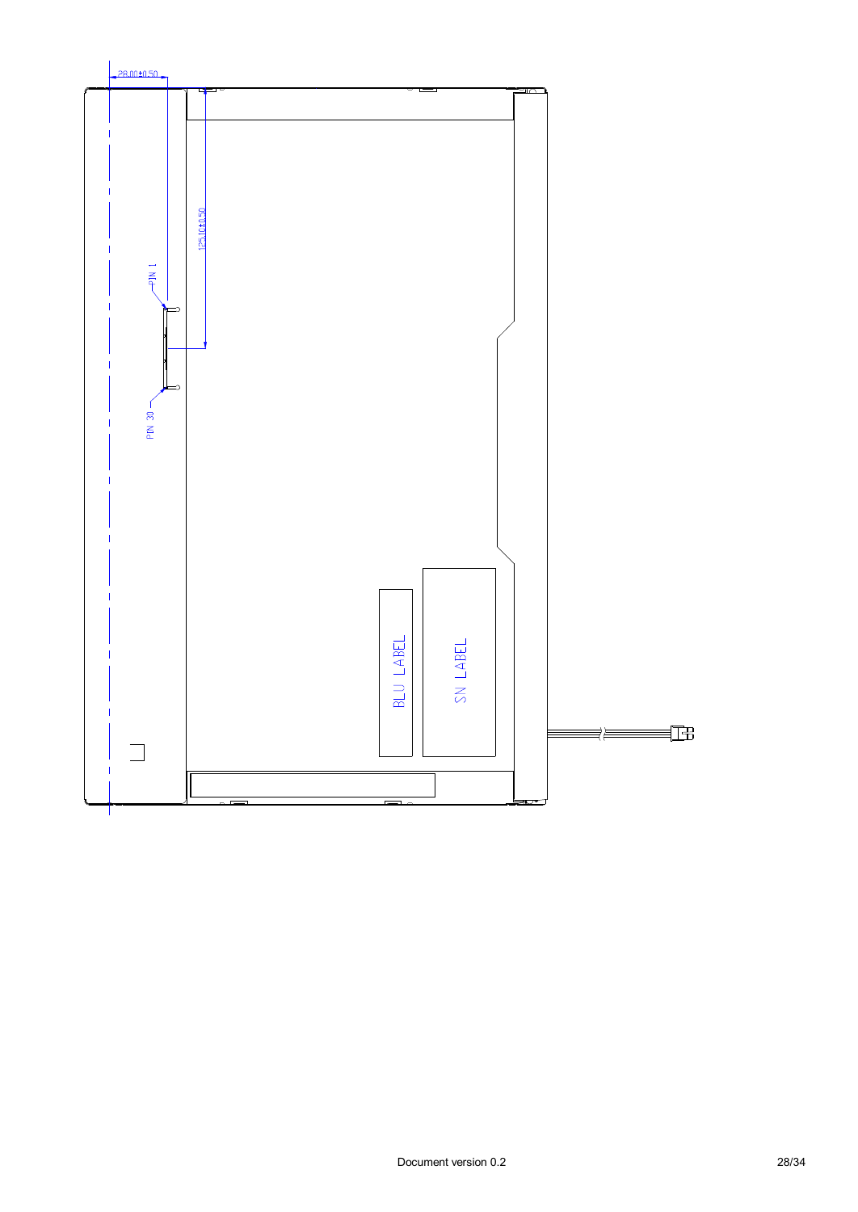28.00±0.50

125.10±0.50

PIN 1

PIN 30

BLU LABEL

SN LABEL

Document version 0.2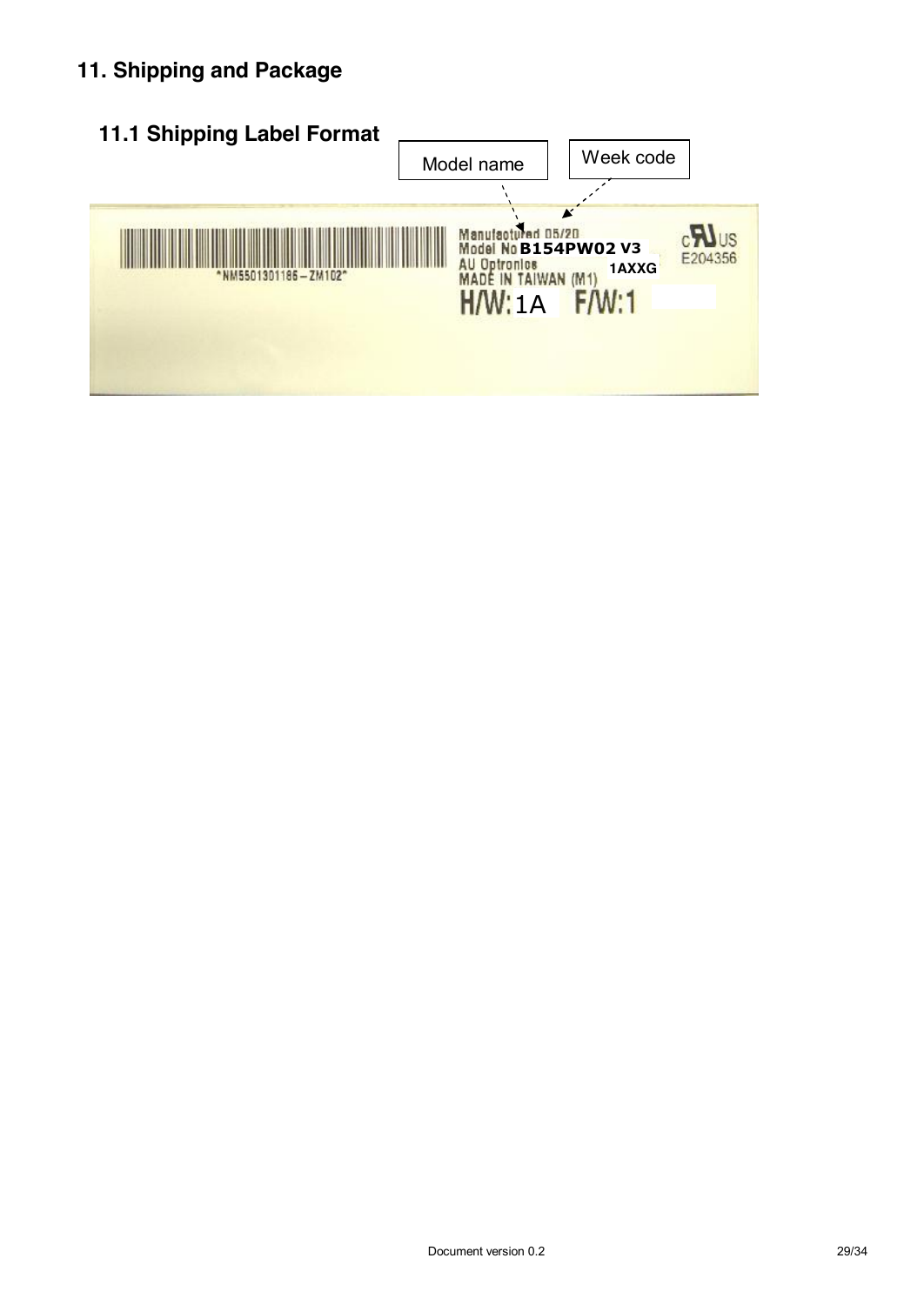# 11. Shipping and Package

## 11.1 Shipping Label Format

Model name

Week code

*NM5501301186-ZM102*

Manufactured 05/20
Model No B154PW02 V3
AU Optronics
MADE IN TAIWAN (M1) 1AXXG
H/W: 1A F/W:1

c US
E204356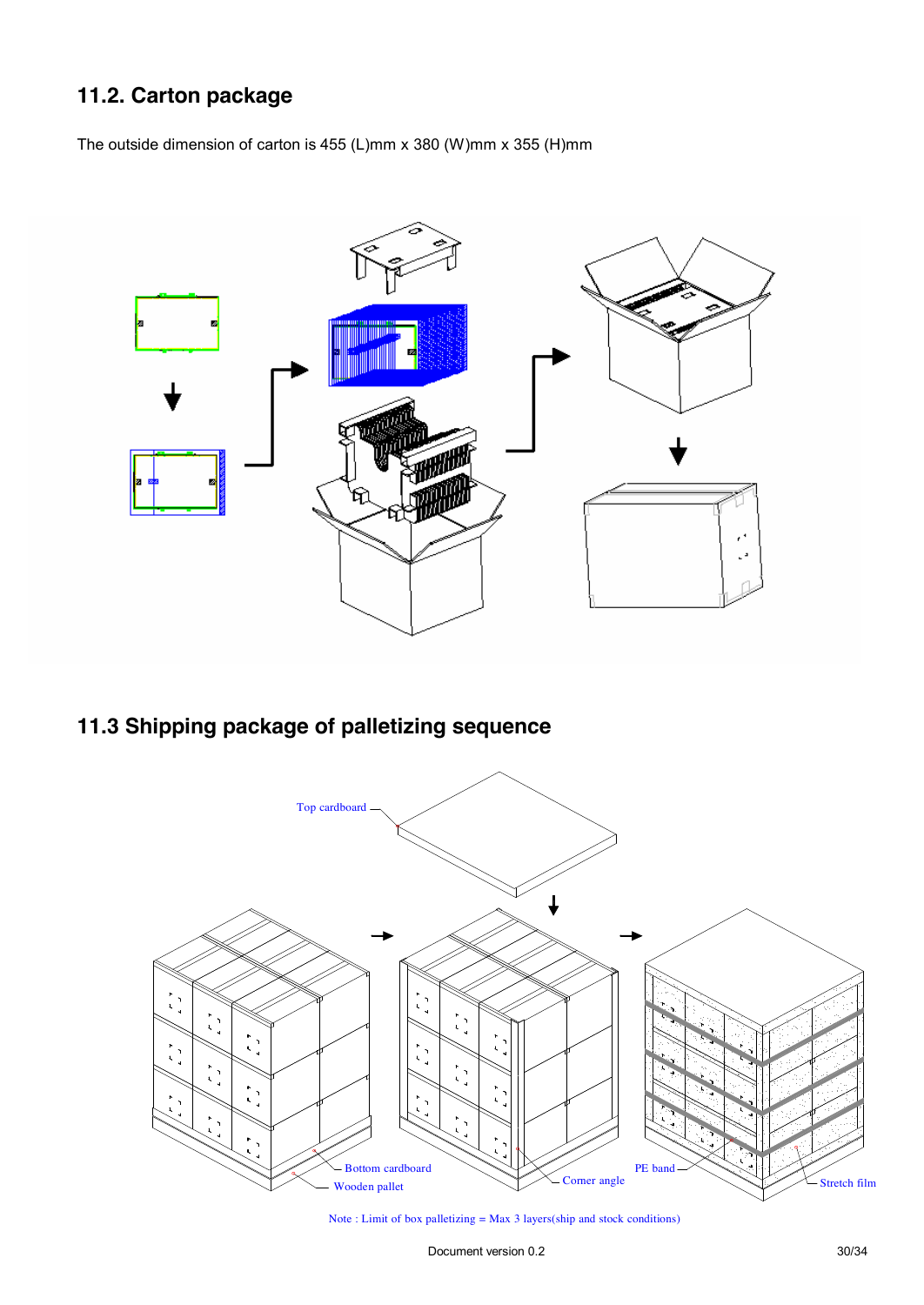## 11.2. Carton package

The outside dimension of carton is 455 (L)mm x 380 (W)mm x 355 (H)mm

## 11.3 Shipping package of palletizing sequence

Top cardboard

Bottom cardboard

Wooden pallet

Corner angle

PE band

Stretch film

Note : Limit of box palletizing = Max 3 layers(ship and stock conditions)

Document version 0.2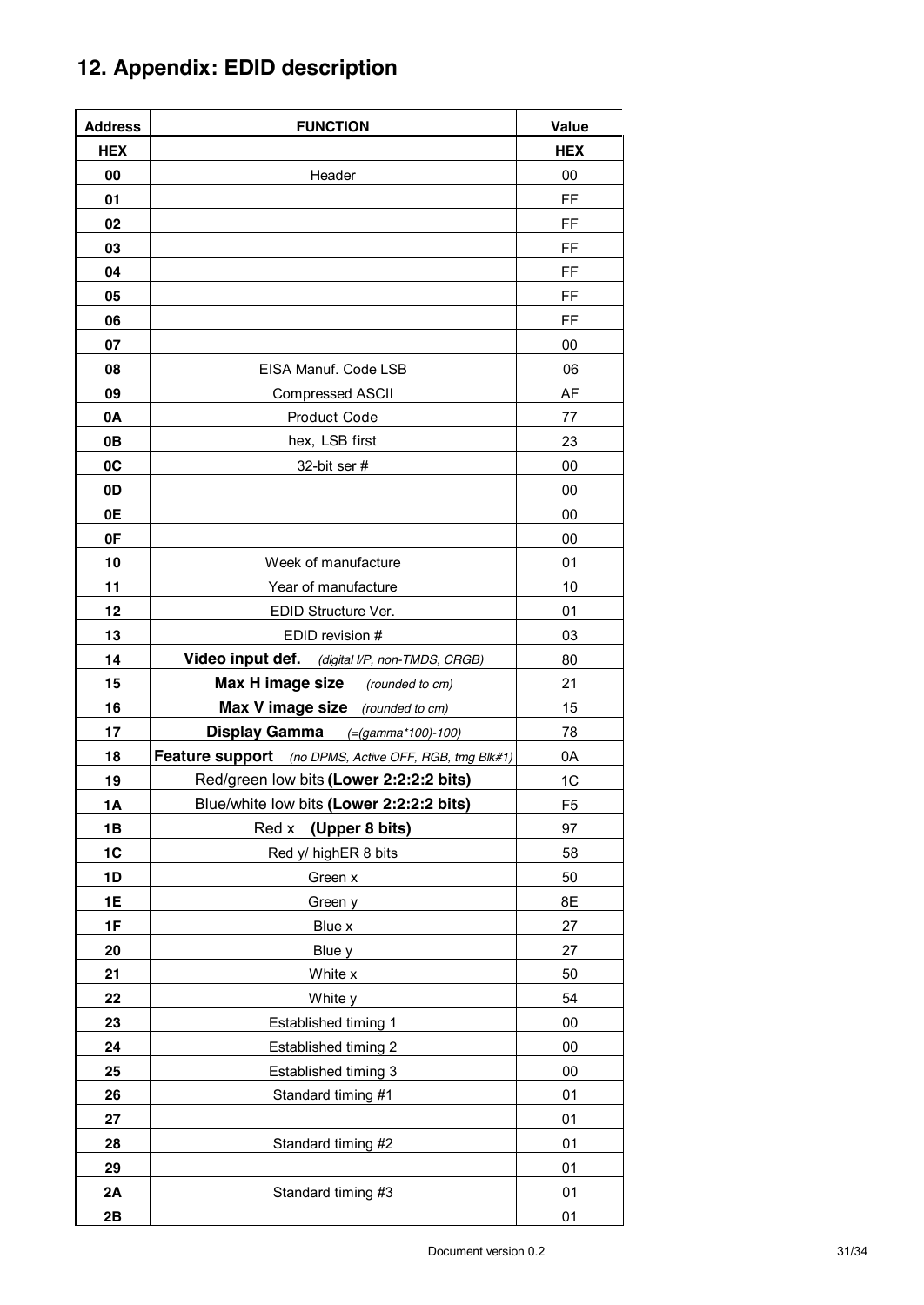# 12. Appendix: EDID description

| Address | FUNCTION | Value |
|---|---|---|
| **HEX** | | **HEX** |
| **00** | Header | 00 |
| **01** | | FF |
| **02** | | FF |
| **03** | | FF |
| **04** | | FF |
| **05** | | FF |
| **06** | | FF |
| **07** | | 00 |
| **08** | EISA Manuf. Code LSB | 06 |
| **09** | Compressed ASCII | AF |
| **0A** | Product Code | 77 |
| **0B** | hex, LSB first | 23 |
| **0C** | 32-bit ser # | 00 |
| **0D** | | 00 |
| **0E** | | 00 |
| **0F** | | 00 |
| **10** | Week of manufacture | 01 |
| **11** | Year of manufacture | 10 |
| **12** | EDID Structure Ver. | 01 |
| **13** | EDID revision # | 03 |
| **14** | **Video input def.** *(digital I/P, non-TMDS, CRGB)* | 80 |
| **15** | **Max H image size** *(rounded to cm)* | 21 |
| **16** | **Max V image size** *(rounded to cm)* | 15 |
| **17** | **Display Gamma** *(=(gamma*100)-100)* | 78 |
| **18** | **Feature support** *(no DPMS, Active OFF, RGB, tmg Blk#1)* | 0A |
| **19** | Red/green low bits **(Lower 2:2:2:2 bits)** | 1C |
| **1A** | Blue/white low bits **(Lower 2:2:2:2 bits)** | F5 |
| **1B** | Red x **(Upper 8 bits)** | 97 |
| **1C** | Red y/ highER 8 bits | 58 |
| **1D** | Green x | 50 |
| **1E** | Green y | 8E |
| **1F** | Blue x | 27 |
| **20** | Blue y | 27 |
| **21** | White x | 50 |
| **22** | White y | 54 |
| **23** | Established timing 1 | 00 |
| **24** | Established timing 2 | 00 |
| **25** | Established timing 3 | 00 |
| **26** | Standard timing #1 | 01 |
| **27** | | 01 |
| **28** | Standard timing #2 | 01 |
| **29** | | 01 |
| **2A** | Standard timing #3 | 01 |
| **2B** | | 01 |

Document version 0.2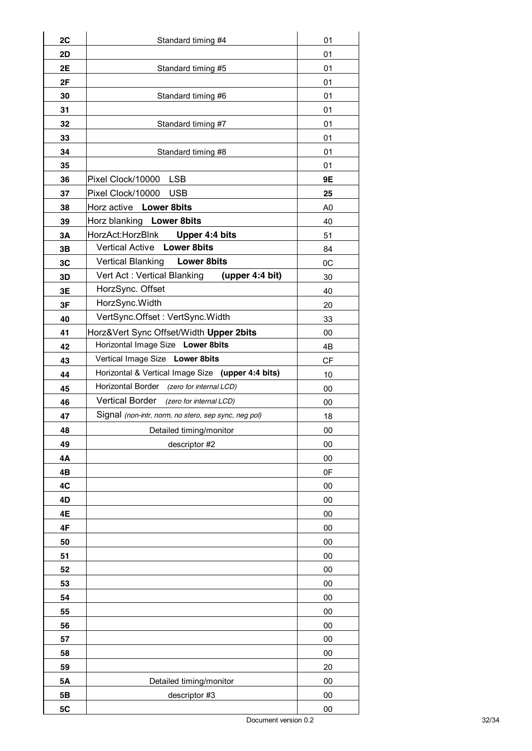| | | |
|---|---|---|
| **2C** | Standard timing #4 | 01 |
| **2D** | | 01 |
| **2E** | Standard timing #5 | 01 |
| **2F** | | 01 |
| **30** | Standard timing #6 | 01 |
| **31** | | 01 |
| **32** | Standard timing #7 | 01 |
| **33** | | 01 |
| **34** | Standard timing #8 | 01 |
| **35** | | 01 |
| **36** | Pixel Clock/10000 LSB | **9E** |
| **37** | Pixel Clock/10000 USB | **25** |
| **38** | Horz active **Lower 8bits** | A0 |
| **39** | Horz blanking **Lower 8bits** | 40 |
| **3A** | HorzAct:HorzBlnk **Upper 4:4 bits** | 51 |
| **3B** | Vertical Active **Lower 8bits** | 84 |
| **3C** | Vertical Blanking **Lower 8bits** | 0C |
| **3D** | Vert Act : Vertical Blanking **(upper 4:4 bit)** | 30 |
| **3E** | HorzSync. Offset | 40 |
| **3F** | HorzSync.Width | 20 |
| **40** | VertSync.Offset : VertSync.Width | 33 |
| **41** | Horz&Vert Sync Offset/Width **Upper 2bits** | 00 |
| **42** | Horizontal Image Size **Lower 8bits** | 4B |
| **43** | Vertical Image Size **Lower 8bits** | CF |
| **44** | Horizontal & Vertical Image Size **(upper 4:4 bits)** | 10 |
| **45** | Horizontal Border *(zero for internal LCD)* | 00 |
| **46** | Vertical Border *(zero for internal LCD)* | 00 |
| **47** | Signal *(non-intr, norm, no stero, sep sync, neg pol)* | 18 |
| **48** | Detailed timing/monitor | 00 |
| **49** | descriptor #2 | 00 |
| **4A** | | 00 |
| **4B** | | 0F |
| **4C** | | 00 |
| **4D** | | 00 |
| **4E** | | 00 |
| **4F** | | 00 |
| **50** | | 00 |
| **51** | | 00 |
| **52** | | 00 |
| **53** | | 00 |
| **54** | | 00 |
| **55** | | 00 |
| **56** | | 00 |
| **57** | | 00 |
| **58** | | 00 |
| **59** | | 20 |
| **5A** | Detailed timing/monitor | 00 |
| **5B** | descriptor #3 | 00 |
| **5C** | | 00 |

Document version 0.2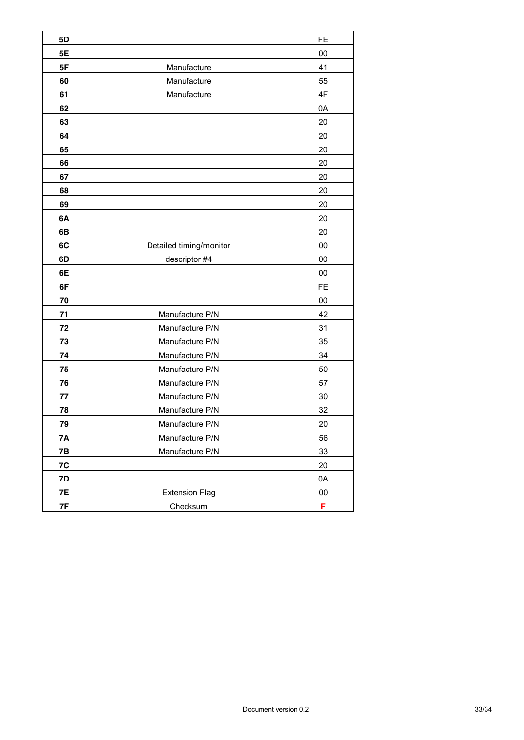| | | |
|---|---|---|
| **5D** | | FE |
| **5E** | | 00 |
| **5F** | Manufacture | 41 |
| **60** | Manufacture | 55 |
| **61** | Manufacture | 4F |
| **62** | | 0A |
| **63** | | 20 |
| **64** | | 20 |
| **65** | | 20 |
| **66** | | 20 |
| **67** | | 20 |
| **68** | | 20 |
| **69** | | 20 |
| **6A** | | 20 |
| **6B** | | 20 |
| **6C** | Detailed timing/monitor | 00 |
| **6D** | descriptor #4 | 00 |
| **6E** | | 00 |
| **6F** | | FE |
| **70** | | 00 |
| **71** | Manufacture P/N | 42 |
| **72** | Manufacture P/N | 31 |
| **73** | Manufacture P/N | 35 |
| **74** | Manufacture P/N | 34 |
| **75** | Manufacture P/N | 50 |
| **76** | Manufacture P/N | 57 |
| **77** | Manufacture P/N | 30 |
| **78** | Manufacture P/N | 32 |
| **79** | Manufacture P/N | 20 |
| **7A** | Manufacture P/N | 56 |
| **7B** | Manufacture P/N | 33 |
| **7C** | | 20 |
| **7D** | | 0A |
| **7E** | Extension Flag | 00 |
| **7F** | Checksum | **F** |

Document version 0.2